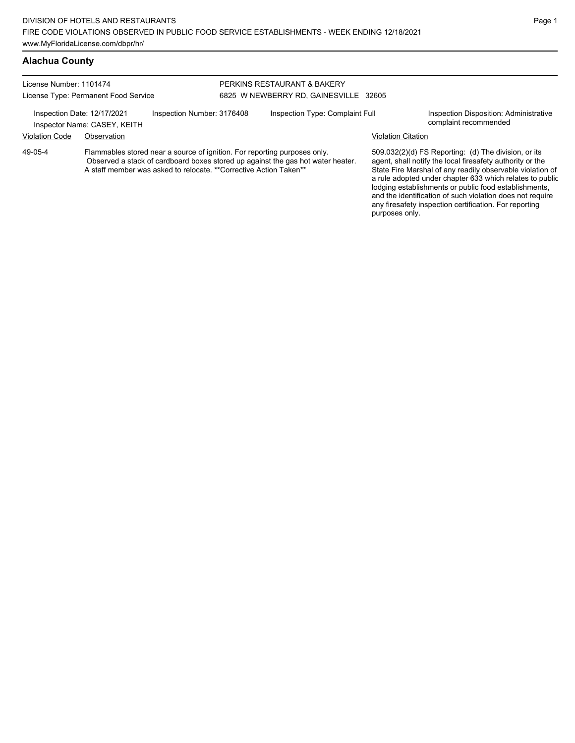## Alachua County

License Number: 1101474
License Type: Permanent Food Service

PERKINS RESTAURANT & BAKERY
6825 W NEWBERRY RD, GAINESVILLE 32605

Inspection Date: 12/17/2021
Inspector Name: CASEY, KEITH
Inspection Number: 3176408
Inspection Type: Complaint Full
Inspection Disposition: Administrative complaint recommended

| Violation Code | Observation | Violation Citation |
| --- | --- | --- |
| 49-05-4 | Flammables stored near a source of ignition. For reporting purposes only. Observed a stack of cardboard boxes stored up against the gas hot water heater. A staff member was asked to relocate. **Corrective Action Taken** | 509.032(2)(d) FS Reporting: (d) The division, or its agent, shall notify the local firesafety authority or the State Fire Marshal of any readily observable violation of a rule adopted under chapter 633 which relates to public lodging establishments or public food establishments, and the identification of such violation does not require any firesafety inspection certification. For reporting purposes only. |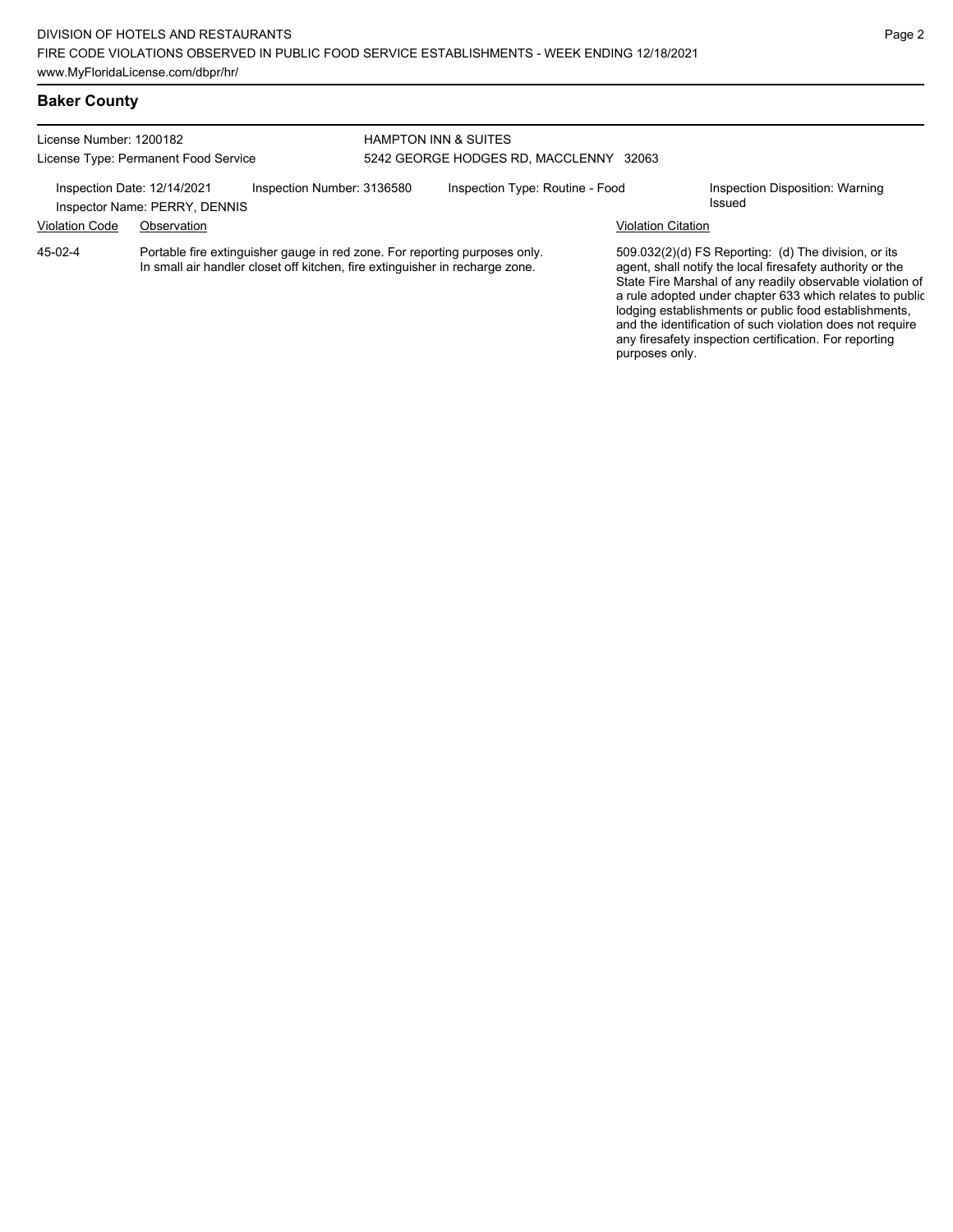## Baker County

License Number: 1200182
License Type: Permanent Food Service

HAMPTON INN & SUITES
5242 GEORGE HODGES RD, MACCLENNY 32063

Inspection Date: 12/14/2021
Inspector Name: PERRY, DENNIS
Inspection Number: 3136580
Inspection Type: Routine - Food
Inspection Disposition: Warning Issued

| Violation Code | Observation | Violation Citation |
| --- | --- | --- |
| 45-02-4 | Portable fire extinguisher gauge in red zone. For reporting purposes only. In small air handler closet off kitchen, fire extinguisher in recharge zone. | 509.032(2)(d) FS Reporting: (d) The division, or its agent, shall notify the local firesafety authority or the State Fire Marshal of any readily observable violation of a rule adopted under chapter 633 which relates to public lodging establishments or public food establishments, and the identification of such violation does not require any firesafety inspection certification. For reporting purposes only. |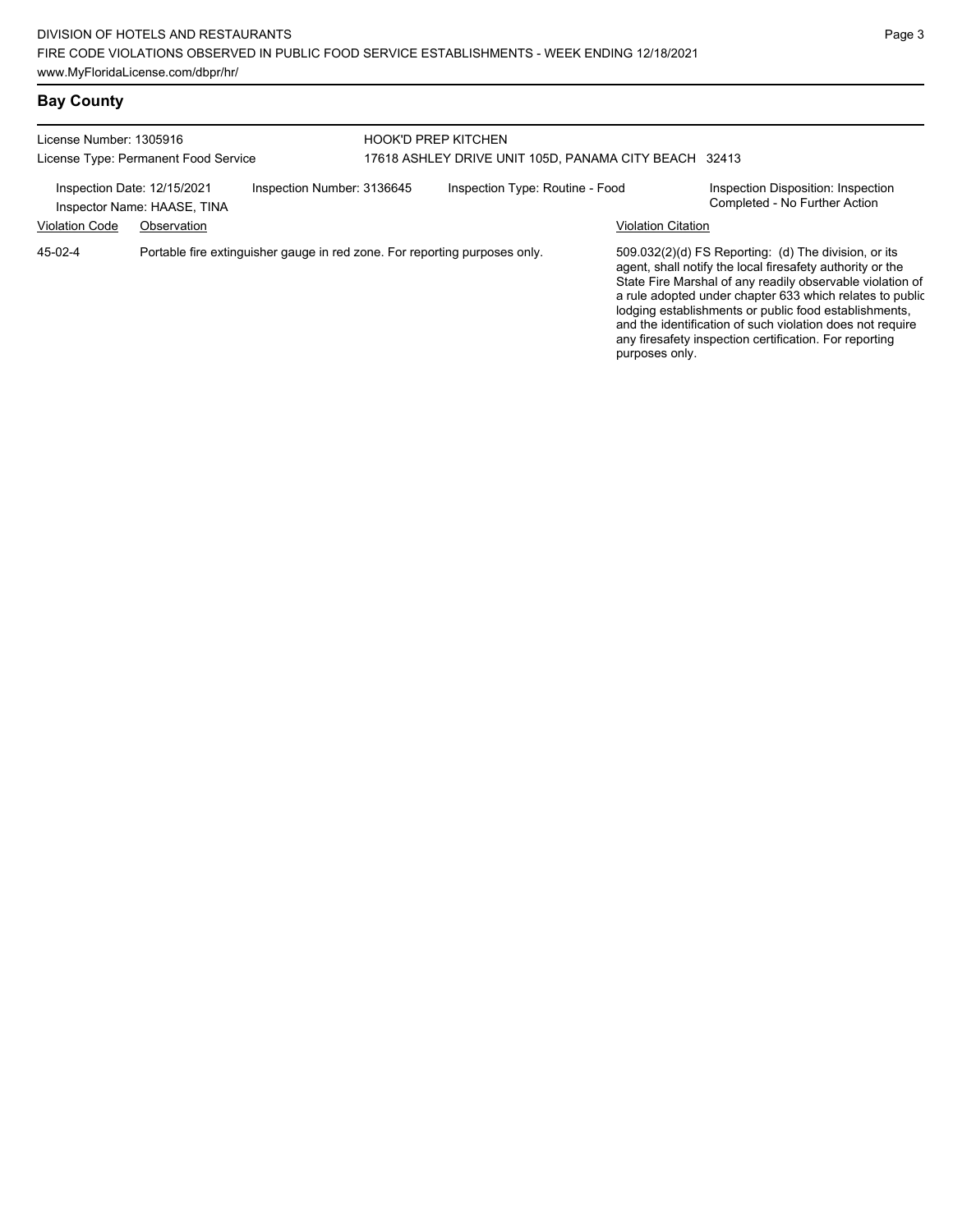## Bay County

License Number: 1305916
License Type: Permanent Food Service

HOOK'D PREP KITCHEN
17618 ASHLEY DRIVE UNIT 105D, PANAMA CITY BEACH 32413

Inspection Date: 12/15/2021
Inspector Name: HAASE, TINA
Inspection Number: 3136645
Inspection Type: Routine - Food
Inspection Disposition: Inspection Completed - No Further Action

| Violation Code | Observation | Violation Citation |
| --- | --- | --- |
| 45-02-4 | Portable fire extinguisher gauge in red zone. For reporting purposes only. | 509.032(2)(d) FS Reporting: (d) The division, or its agent, shall notify the local firesafety authority or the State Fire Marshal of any readily observable violation of a rule adopted under chapter 633 which relates to public lodging establishments or public food establishments, and the identification of such violation does not require any firesafety inspection certification. For reporting purposes only. |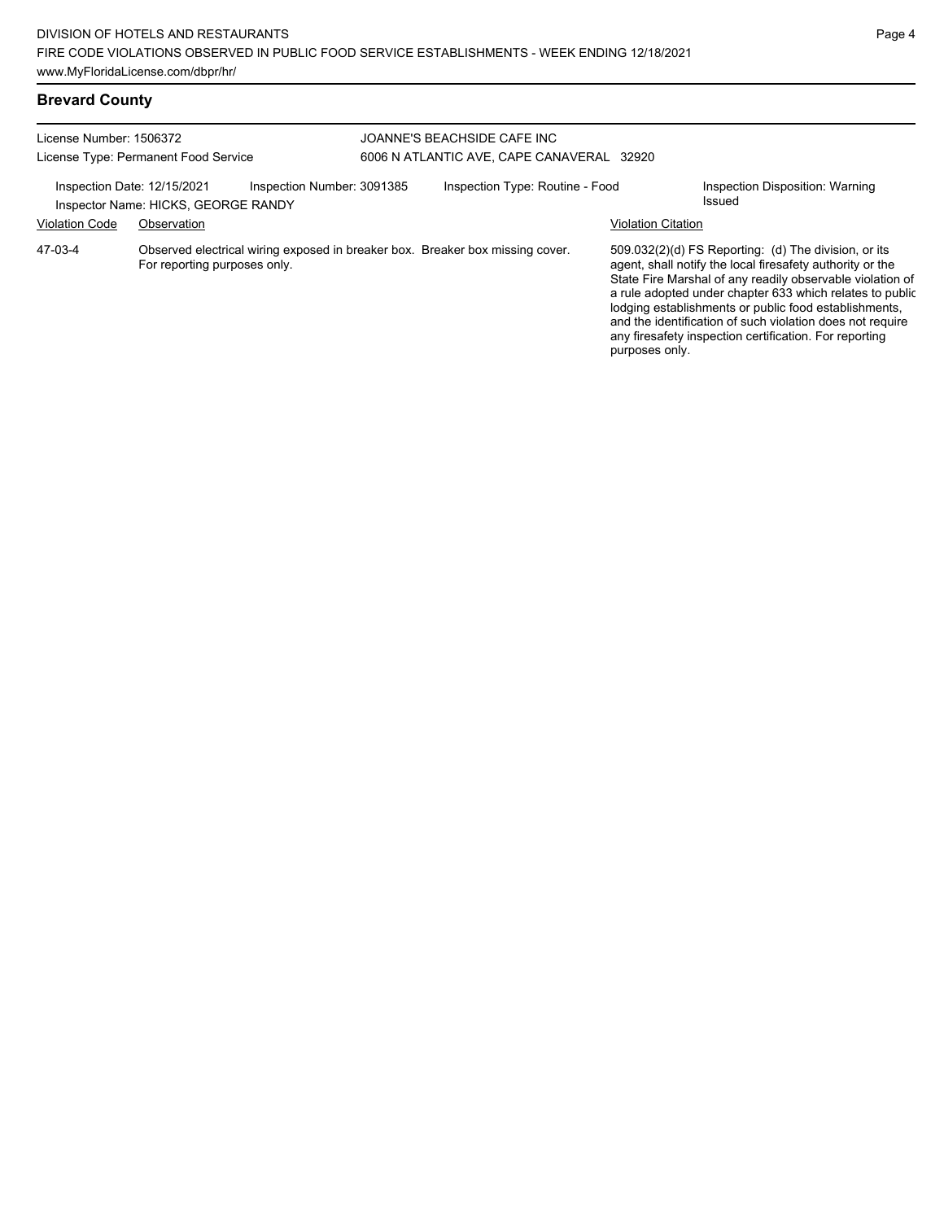## Brevard County

License Number: 1506372
License Type: Permanent Food Service

JOANNE'S BEACHSIDE CAFE INC
6006 N ATLANTIC AVE, CAPE CANAVERAL 32920

Inspection Date: 12/15/2021 | Inspection Number: 3091385 | Inspection Type: Routine - Food | Inspection Disposition: Warning Issued

Inspector Name: HICKS, GEORGE RANDY

| Violation Code | Observation | Violation Citation |
| --- | --- | --- |
| 47-03-4 | Observed electrical wiring exposed in breaker box. Breaker box missing cover. For reporting purposes only. | 509.032(2)(d) FS Reporting: (d) The division, or its agent, shall notify the local firesafety authority or the State Fire Marshal of any readily observable violation of a rule adopted under chapter 633 which relates to public lodging establishments or public food establishments, and the identification of such violation does not require any firesafety inspection certification. For reporting purposes only. |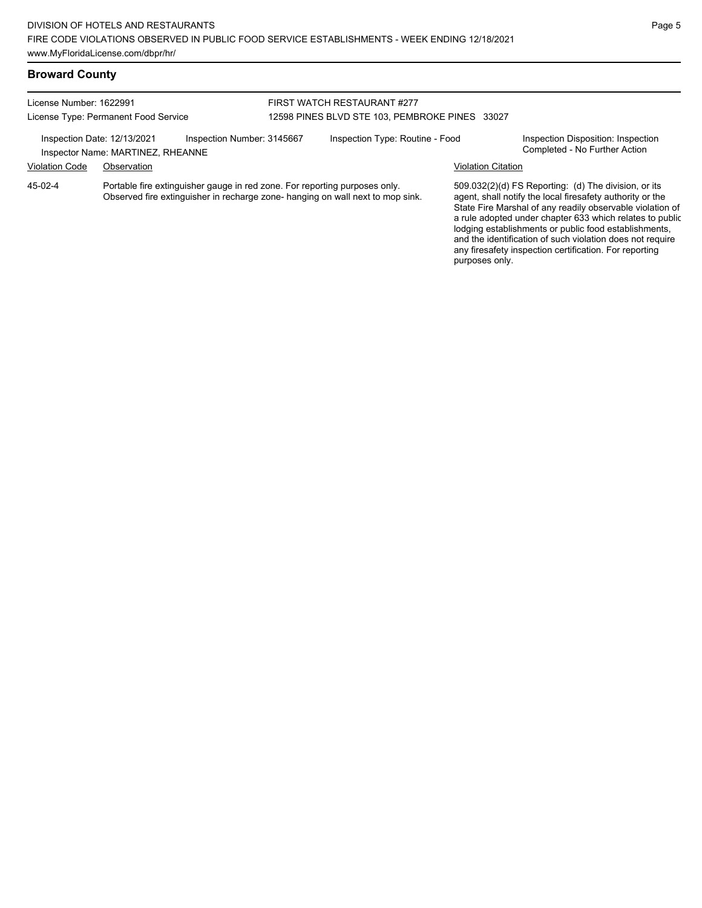## Broward County

License Number: 1622991
License Type: Permanent Food Service

FIRST WATCH RESTAURANT #277
12598 PINES BLVD STE 103, PEMBROKE PINES 33027

Inspection Date: 12/13/2021
Inspection Number: 3145667
Inspection Type: Routine - Food
Inspection Disposition: Inspection Completed - No Further Action
Inspector Name: MARTINEZ, RHEANNE

| Violation Code | Observation | Violation Citation |
| --- | --- | --- |
| 45-02-4 | Portable fire extinguisher gauge in red zone. For reporting purposes only. Observed fire extinguisher in recharge zone- hanging on wall next to mop sink. | 509.032(2)(d) FS Reporting: (d) The division, or its agent, shall notify the local firesafety authority or the State Fire Marshal of any readily observable violation of a rule adopted under chapter 633 which relates to public lodging establishments or public food establishments, and the identification of such violation does not require any firesafety inspection certification. For reporting purposes only. |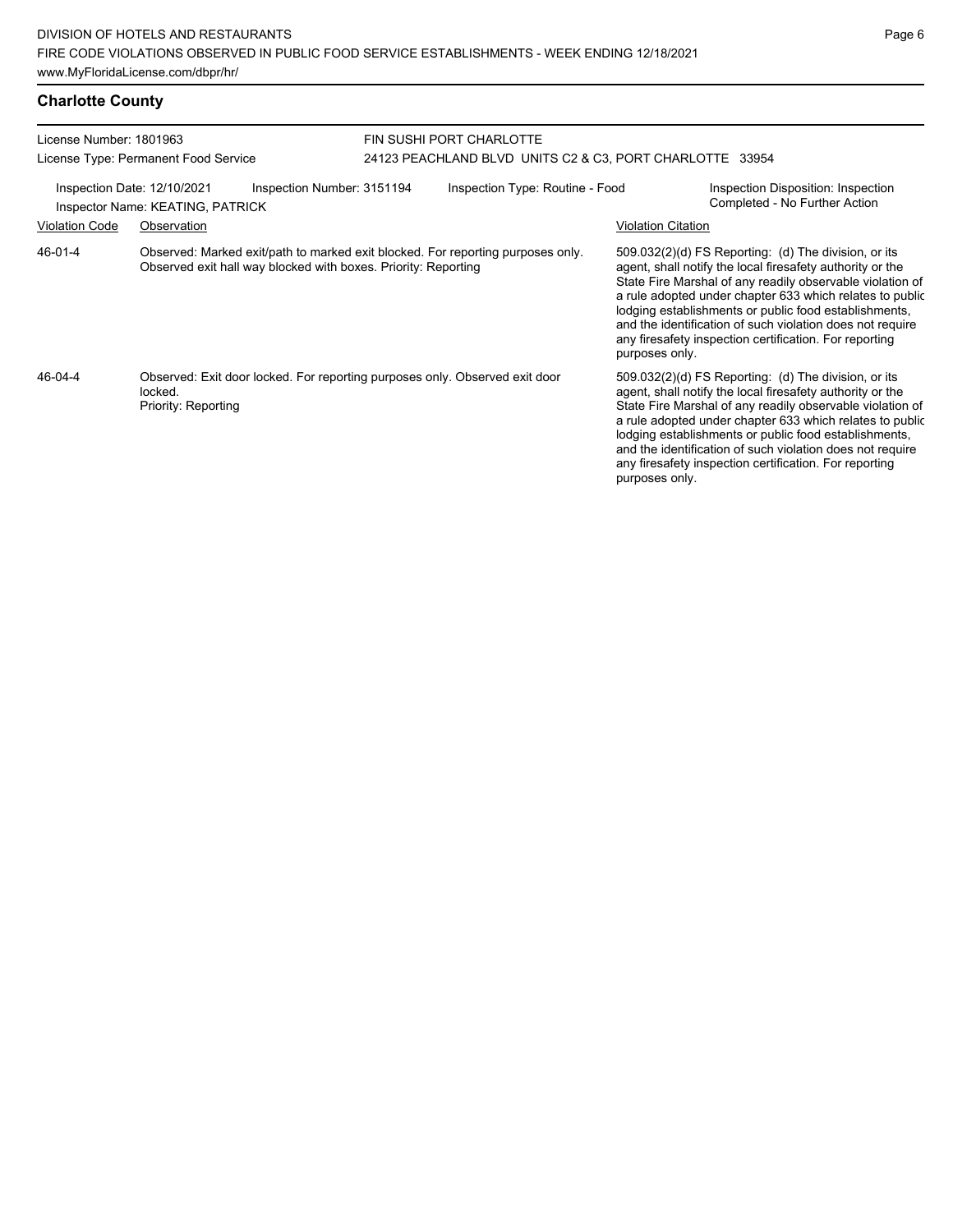## Charlotte County

License Number: 1801963
License Type: Permanent Food Service

FIN SUSHI PORT CHARLOTTE
24123 PEACHLAND BLVD UNITS C2 & C3, PORT CHARLOTTE 33954

Inspection Date: 12/10/2021
Inspection Number: 3151194
Inspection Type: Routine - Food
Inspection Disposition: Inspection Completed - No Further Action
Inspector Name: KEATING, PATRICK

| Violation Code | Observation | Violation Citation |
|---|---|---|
| 46-01-4 | Observed: Marked exit/path to marked exit blocked. For reporting purposes only. Observed exit hall way blocked with boxes. Priority: Reporting | 509.032(2)(d) FS Reporting: (d) The division, or its agent, shall notify the local firesafety authority or the State Fire Marshal of any readily observable violation of a rule adopted under chapter 633 which relates to public lodging establishments or public food establishments, and the identification of such violation does not require any firesafety inspection certification. For reporting purposes only. |
| 46-04-4 | Observed: Exit door locked. For reporting purposes only. Observed exit door locked. Priority: Reporting | 509.032(2)(d) FS Reporting: (d) The division, or its agent, shall notify the local firesafety authority or the State Fire Marshal of any readily observable violation of a rule adopted under chapter 633 which relates to public lodging establishments or public food establishments, and the identification of such violation does not require any firesafety inspection certification. For reporting purposes only. |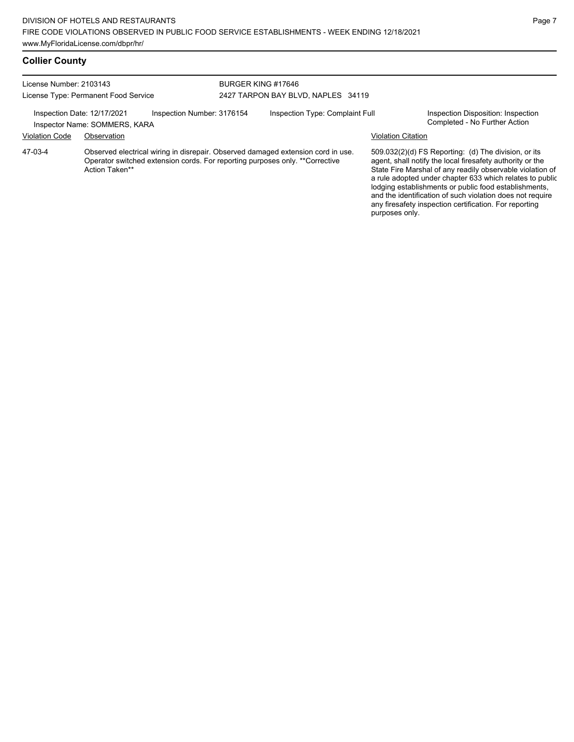## Collier County

License Number: 2103143
License Type: Permanent Food Service

BURGER KING #17646
2427 TARPON BAY BLVD, NAPLES 34119

Inspection Date: 12/17/2021
Inspector Name: SOMMERS, KARA
Inspection Number: 3176154
Inspection Type: Complaint Full
Inspection Disposition: Inspection Completed - No Further Action

| Violation Code | Observation | Violation Citation |
| --- | --- | --- |
| 47-03-4 | Observed electrical wiring in disrepair. Observed damaged extension cord in use. Operator switched extension cords. For reporting purposes only. **Corrective Action Taken** | 509.032(2)(d) FS Reporting: (d) The division, or its agent, shall notify the local firesafety authority or the State Fire Marshal of any readily observable violation of a rule adopted under chapter 633 which relates to public lodging establishments or public food establishments, and the identification of such violation does not require any firesafety inspection certification. For reporting purposes only. |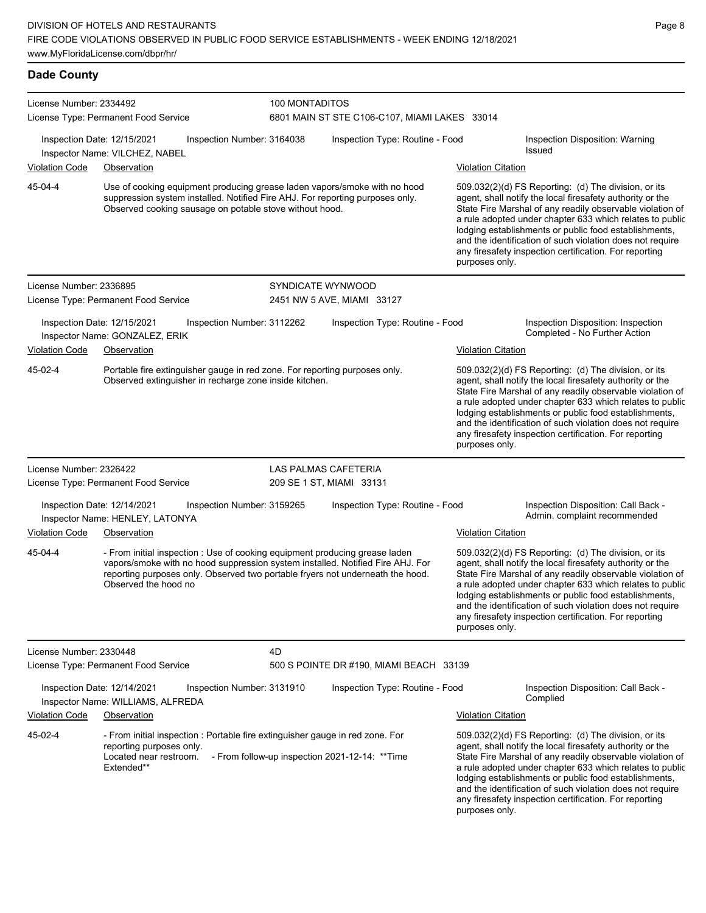## Dade County

**License Number:** 2334492
**License Type:** Permanent Food Service
**100 MONTADITOS**
6801 MAIN ST STE C106-C107, MIAMI LAKES 33014

**Inspection Date:** 12/15/2021 **Inspection Number:** 3164038 **Inspection Type:** Routine - Food **Inspection Disposition:** Warning Issued
**Inspector Name:** VILCHEZ, NABEL

| Violation Code | Observation | Violation Citation |
|---|---|---|
| 45-04-4 | Use of cooking equipment producing grease laden vapors/smoke with no hood suppression system installed. Notified Fire AHJ. For reporting purposes only. Observed cooking sausage on potable stove without hood. | 509.032(2)(d) FS Reporting: (d) The division, or its agent, shall notify the local firesafety authority or the State Fire Marshal of any readily observable violation of a rule adopted under chapter 633 which relates to public lodging establishments or public food establishments, and the identification of such violation does not require any firesafety inspection certification. For reporting purposes only. |

**License Number:** 2336895
**License Type:** Permanent Food Service
**SYNDICATE WYNWOOD**
2451 NW 5 AVE, MIAMI 33127

**Inspection Date:** 12/15/2021 **Inspection Number:** 3112262 **Inspection Type:** Routine - Food **Inspection Disposition:** Inspection Completed - No Further Action
**Inspector Name:** GONZALEZ, ERIK

| Violation Code | Observation | Violation Citation |
|---|---|---|
| 45-02-4 | Portable fire extinguisher gauge in red zone. For reporting purposes only. Observed extinguisher in recharge zone inside kitchen. | 509.032(2)(d) FS Reporting: (d) The division, or its agent, shall notify the local firesafety authority or the State Fire Marshal of any readily observable violation of a rule adopted under chapter 633 which relates to public lodging establishments or public food establishments, and the identification of such violation does not require any firesafety inspection certification. For reporting purposes only. |

**License Number:** 2326422
**License Type:** Permanent Food Service
**LAS PALMAS CAFETERIA**
209 SE 1 ST, MIAMI 33131

**Inspection Date:** 12/14/2021 **Inspection Number:** 3159265 **Inspection Type:** Routine - Food **Inspection Disposition:** Call Back - Admin. complaint recommended
**Inspector Name:** HENLEY, LATONYA

| Violation Code | Observation | Violation Citation |
|---|---|---|
| 45-04-4 | - From initial inspection : Use of cooking equipment producing grease laden vapors/smoke with no hood suppression system installed. Notified Fire AHJ. For reporting purposes only. Observed two portable fryers not underneath the hood. Observed the hood no | 509.032(2)(d) FS Reporting: (d) The division, or its agent, shall notify the local firesafety authority or the State Fire Marshal of any readily observable violation of a rule adopted under chapter 633 which relates to public lodging establishments or public food establishments, and the identification of such violation does not require any firesafety inspection certification. For reporting purposes only. |

**License Number:** 2330448
**License Type:** Permanent Food Service
**4D**
500 S POINTE DR #190, MIAMI BEACH 33139

**Inspection Date:** 12/14/2021 **Inspection Number:** 3131910 **Inspection Type:** Routine - Food **Inspection Disposition:** Call Back - Complied
**Inspector Name:** WILLIAMS, ALFREDA

| Violation Code | Observation | Violation Citation |
|---|---|---|
| 45-02-4 | - From initial inspection : Portable fire extinguisher gauge in red zone. For reporting purposes only. Located near restroom. - From follow-up inspection 2021-12-14: **Time Extended** | 509.032(2)(d) FS Reporting: (d) The division, or its agent, shall notify the local firesafety authority or the State Fire Marshal of any readily observable violation of a rule adopted under chapter 633 which relates to public lodging establishments or public food establishments, and the identification of such violation does not require any firesafety inspection certification. For reporting purposes only. |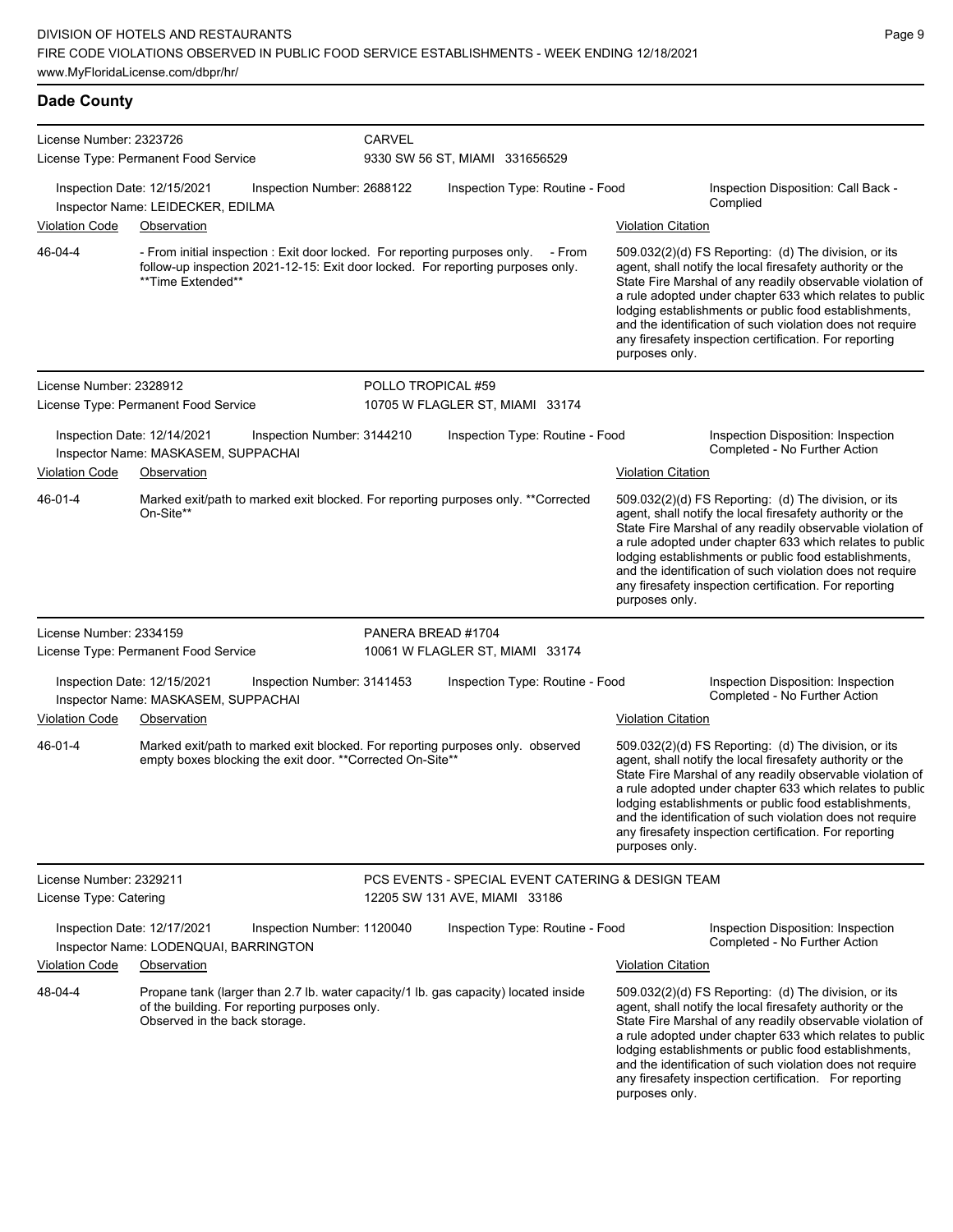## Dade County

**License Number:** 2323726
**License Type:** Permanent Food Service

**CARVEL**
9330 SW 56 ST, MIAMI 331656529

Inspection Date: 12/15/2021 | Inspection Number: 2688122 | Inspection Type: Routine - Food | Inspection Disposition: Call Back - Complied
Inspector Name: LEIDECKER, EDILMA

| Violation Code | Observation | Violation Citation |
|---|---|---|
| 46-04-4 | - From initial inspection : Exit door locked. For reporting purposes only. - From follow-up inspection 2021-12-15: Exit door locked. For reporting purposes only. **Time Extended** | 509.032(2)(d) FS Reporting: (d) The division, or its agent, shall notify the local firesafety authority or the State Fire Marshal of any readily observable violation of a rule adopted under chapter 633 which relates to public lodging establishments or public food establishments, and the identification of such violation does not require any firesafety inspection certification. For reporting purposes only. |

---

**License Number:** 2328912
**License Type:** Permanent Food Service

**POLLO TROPICAL #59**
10705 W FLAGLER ST, MIAMI 33174

Inspection Date: 12/14/2021 | Inspection Number: 3144210 | Inspection Type: Routine - Food | Inspection Disposition: Inspection Completed - No Further Action
Inspector Name: MASKASEM, SUPPACHAI

| Violation Code | Observation | Violation Citation |
|---|---|---|
| 46-01-4 | Marked exit/path to marked exit blocked. For reporting purposes only. **Corrected On-Site** | 509.032(2)(d) FS Reporting: (d) The division, or its agent, shall notify the local firesafety authority or the State Fire Marshal of any readily observable violation of a rule adopted under chapter 633 which relates to public lodging establishments or public food establishments, and the identification of such violation does not require any firesafety inspection certification. For reporting purposes only. |

---

**License Number:** 2334159
**License Type:** Permanent Food Service

**PANERA BREAD #1704**
10061 W FLAGLER ST, MIAMI 33174

Inspection Date: 12/15/2021 | Inspection Number: 3141453 | Inspection Type: Routine - Food | Inspection Disposition: Inspection Completed - No Further Action
Inspector Name: MASKASEM, SUPPACHAI

| Violation Code | Observation | Violation Citation |
|---|---|---|
| 46-01-4 | Marked exit/path to marked exit blocked. For reporting purposes only. observed empty boxes blocking the exit door. **Corrected On-Site** | 509.032(2)(d) FS Reporting: (d) The division, or its agent, shall notify the local firesafety authority or the State Fire Marshal of any readily observable violation of a rule adopted under chapter 633 which relates to public lodging establishments or public food establishments, and the identification of such violation does not require any firesafety inspection certification. For reporting purposes only. |

---

**License Number:** 2329211
**License Type:** Catering

**PCS EVENTS - SPECIAL EVENT CATERING & DESIGN TEAM**
12205 SW 131 AVE, MIAMI 33186

Inspection Date: 12/17/2021 | Inspection Number: 1120040 | Inspection Type: Routine - Food | Inspection Disposition: Inspection Completed - No Further Action
Inspector Name: LODENQUAI, BARRINGTON

| Violation Code | Observation | Violation Citation |
|---|---|---|
| 48-04-4 | Propane tank (larger than 2.7 lb. water capacity/1 lb. gas capacity) located inside of the building. For reporting purposes only. Observed in the back storage. | 509.032(2)(d) FS Reporting: (d) The division, or its agent, shall notify the local firesafety authority or the State Fire Marshal of any readily observable violation of a rule adopted under chapter 633 which relates to public lodging establishments or public food establishments, and the identification of such violation does not require any firesafety inspection certification. For reporting purposes only. |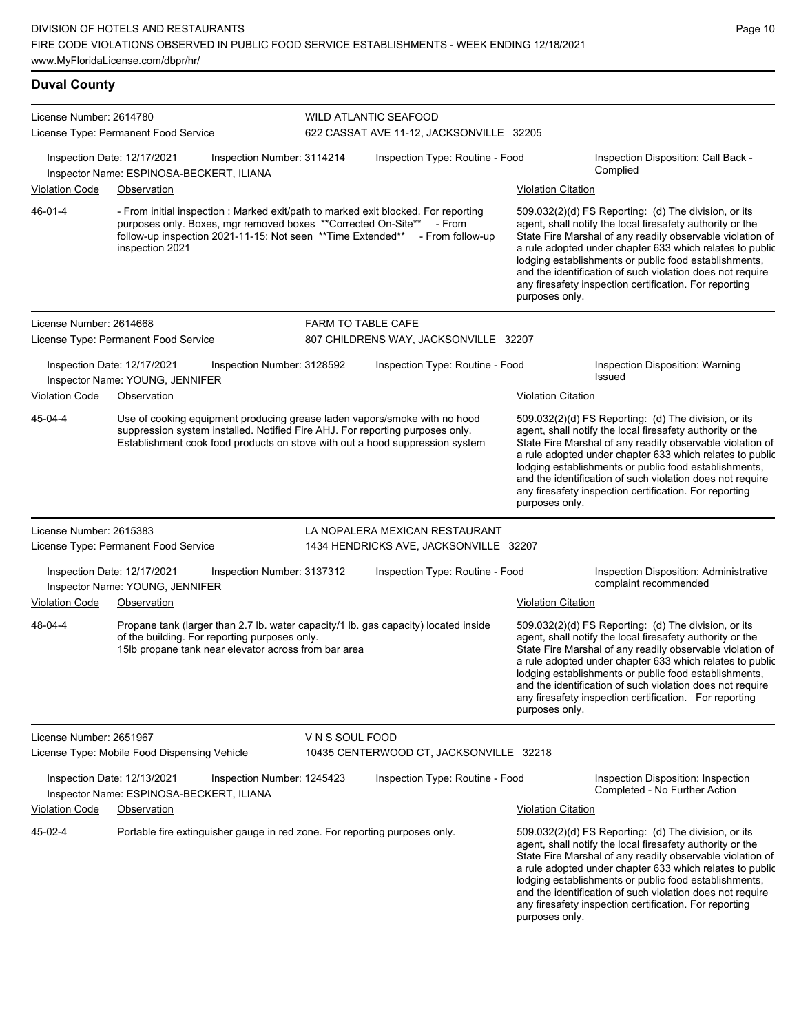## Duval County

**License Number:** 2614780
**License Type:** Permanent Food Service
**WILD ATLANTIC SEAFOOD**
622 CASSAT AVE 11-12, JACKSONVILLE 32205

Inspection Date: 12/17/2021 | Inspection Number: 3114214 | Inspection Type: Routine - Food | Inspection Disposition: Call Back - Complied
Inspector Name: ESPINOSA-BECKERT, ILIANA

| Violation Code | Observation | Violation Citation |
|---|---|---|
| 46-01-4 | - From initial inspection : Marked exit/path to marked exit blocked. For reporting purposes only. Boxes, mgr removed boxes **Corrected On-Site** - From follow-up inspection 2021-11-15: Not seen **Time Extended** - From follow-up inspection 2021 | 509.032(2)(d) FS Reporting: (d) The division, or its agent, shall notify the local firesafety authority or the State Fire Marshal of any readily observable violation of a rule adopted under chapter 633 which relates to public lodging establishments or public food establishments, and the identification of such violation does not require any firesafety inspection certification. For reporting purposes only. |

**License Number:** 2614668
**License Type:** Permanent Food Service
**FARM TO TABLE CAFE**
807 CHILDRENS WAY, JACKSONVILLE 32207

Inspection Date: 12/17/2021 | Inspection Number: 3128592 | Inspection Type: Routine - Food | Inspection Disposition: Warning Issued
Inspector Name: YOUNG, JENNIFER

| Violation Code | Observation | Violation Citation |
|---|---|---|
| 45-04-4 | Use of cooking equipment producing grease laden vapors/smoke with no hood suppression system installed. Notified Fire AHJ. For reporting purposes only. Establishment cook food products on stove with out a hood suppression system | 509.032(2)(d) FS Reporting: (d) The division, or its agent, shall notify the local firesafety authority or the State Fire Marshal of any readily observable violation of a rule adopted under chapter 633 which relates to public lodging establishments or public food establishments, and the identification of such violation does not require any firesafety inspection certification. For reporting purposes only. |

**License Number:** 2615383
**License Type:** Permanent Food Service
**LA NOPALERA MEXICAN RESTAURANT**
1434 HENDRICKS AVE, JACKSONVILLE 32207

Inspection Date: 12/17/2021 | Inspection Number: 3137312 | Inspection Type: Routine - Food | Inspection Disposition: Administrative complaint recommended
Inspector Name: YOUNG, JENNIFER

| Violation Code | Observation | Violation Citation |
|---|---|---|
| 48-04-4 | Propane tank (larger than 2.7 lb. water capacity/1 lb. gas capacity) located inside of the building. For reporting purposes only. 15lb propane tank near elevator across from bar area | 509.032(2)(d) FS Reporting: (d) The division, or its agent, shall notify the local firesafety authority or the State Fire Marshal of any readily observable violation of a rule adopted under chapter 633 which relates to public lodging establishments or public food establishments, and the identification of such violation does not require any firesafety inspection certification. For reporting purposes only. |

**License Number:** 2651967
**License Type:** Mobile Food Dispensing Vehicle
**V N S SOUL FOOD**
10435 CENTERWOOD CT, JACKSONVILLE 32218

Inspection Date: 12/13/2021 | Inspection Number: 1245423 | Inspection Type: Routine - Food | Inspection Disposition: Inspection Completed - No Further Action
Inspector Name: ESPINOSA-BECKERT, ILIANA

| Violation Code | Observation | Violation Citation |
|---|---|---|
| 45-02-4 | Portable fire extinguisher gauge in red zone. For reporting purposes only. | 509.032(2)(d) FS Reporting: (d) The division, or its agent, shall notify the local firesafety authority or the State Fire Marshal of any readily observable violation of a rule adopted under chapter 633 which relates to public lodging establishments or public food establishments, and the identification of such violation does not require any firesafety inspection certification. For reporting purposes only. |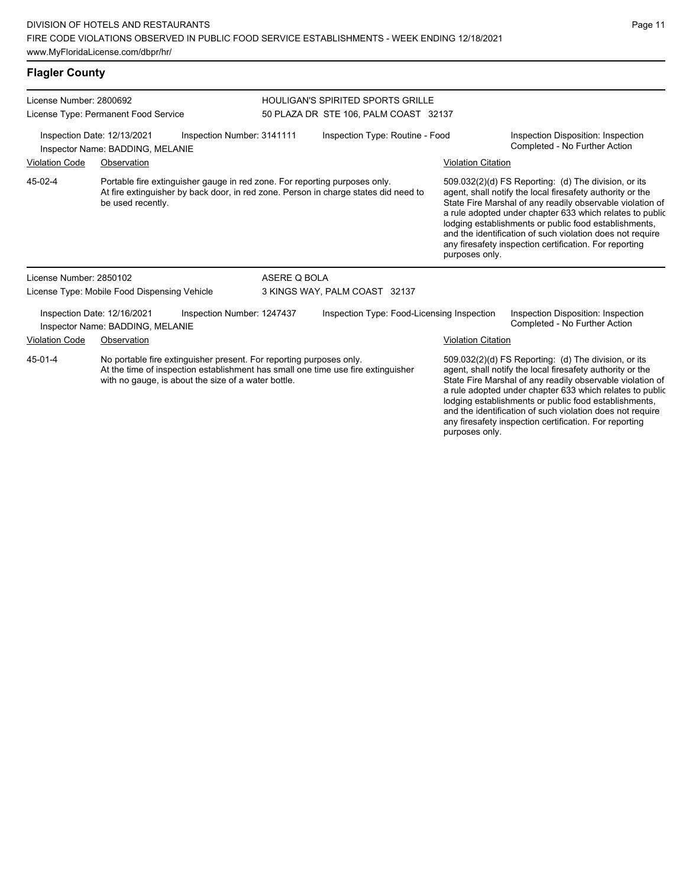## Flagler County

**License Number:** 2800692
**License Type:** Permanent Food Service

**HOULIGAN'S SPIRITED SPORTS GRILLE**
50 PLAZA DR STE 106, PALM COAST 32137

Inspection Date: 12/13/2021 | Inspection Number: 3141111 | Inspection Type: Routine - Food | Inspection Disposition: Inspection Completed - No Further Action

Inspector Name: BADDING, MELANIE

| Violation Code | Observation | Violation Citation |
| --- | --- | --- |
| 45-02-4 | Portable fire extinguisher gauge in red zone. For reporting purposes only. At fire extinguisher by back door, in red zone. Person in charge states did need to be used recently. | 509.032(2)(d) FS Reporting: (d) The division, or its agent, shall notify the local firesafety authority or the State Fire Marshal of any readily observable violation of a rule adopted under chapter 633 which relates to public lodging establishments or public food establishments, and the identification of such violation does not require any firesafety inspection certification. For reporting purposes only. |

**License Number:** 2850102
**License Type:** Mobile Food Dispensing Vehicle

**ASERE Q BOLA**
3 KINGS WAY, PALM COAST 32137

Inspection Date: 12/16/2021 | Inspection Number: 1247437 | Inspection Type: Food-Licensing Inspection | Inspection Disposition: Inspection Completed - No Further Action

Inspector Name: BADDING, MELANIE

| Violation Code | Observation | Violation Citation |
| --- | --- | --- |
| 45-01-4 | No portable fire extinguisher present. For reporting purposes only. At the time of inspection establishment has small one time use fire extinguisher with no gauge, is about the size of a water bottle. | 509.032(2)(d) FS Reporting: (d) The division, or its agent, shall notify the local firesafety authority or the State Fire Marshal of any readily observable violation of a rule adopted under chapter 633 which relates to public lodging establishments or public food establishments, and the identification of such violation does not require any firesafety inspection certification. For reporting purposes only. |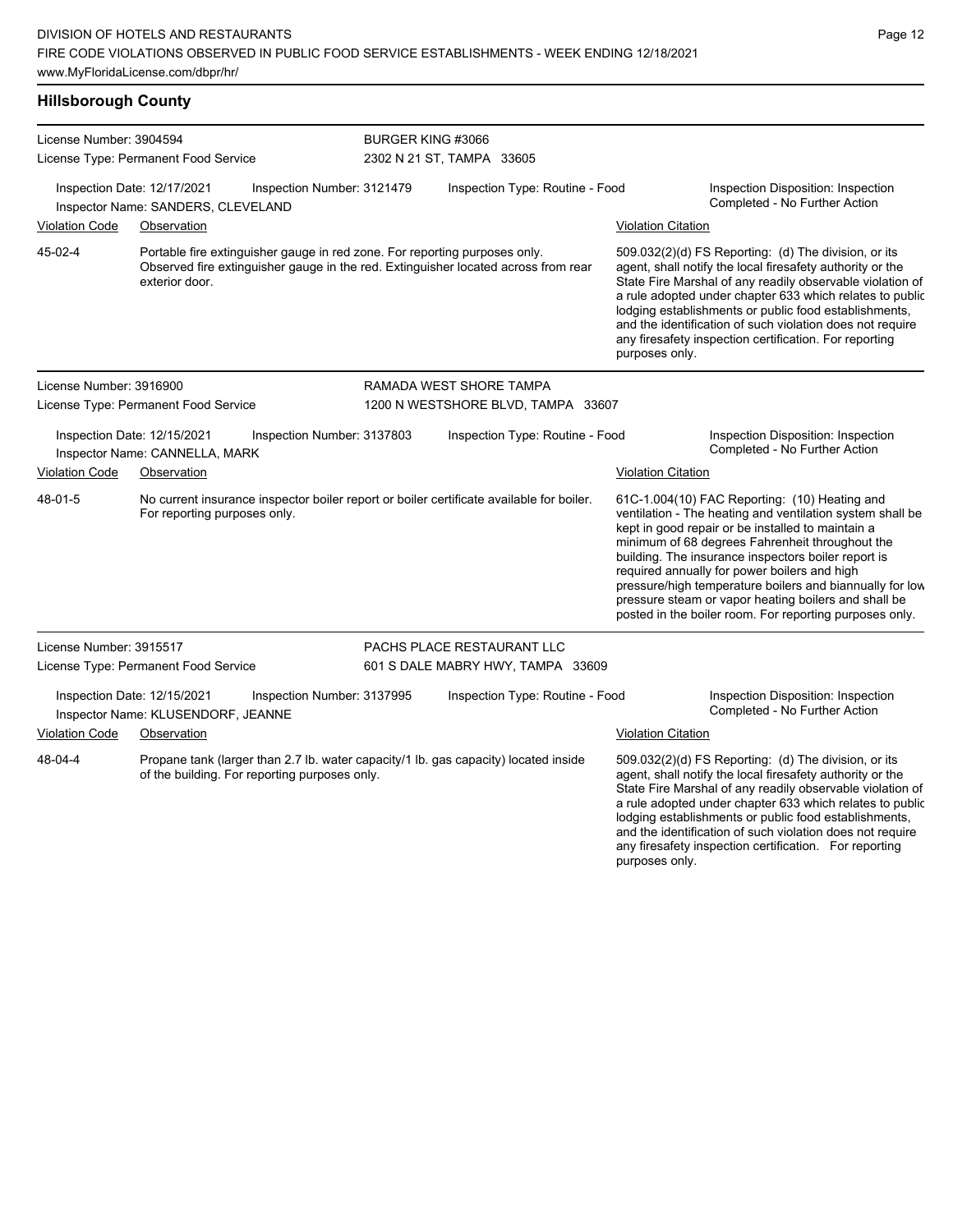## Hillsborough County

**License Number:** 3904594
**License Type:** Permanent Food Service
**BURGER KING #3066**
2302 N 21 ST, TAMPA 33605

Inspection Date: 12/17/2021 | Inspection Number: 3121479 | Inspection Type: Routine - Food | Inspection Disposition: Inspection Completed - No Further Action
Inspector Name: SANDERS, CLEVELAND

| Violation Code | Observation | Violation Citation |
| --- | --- | --- |
| 45-02-4 | Portable fire extinguisher gauge in red zone. For reporting purposes only. Observed fire extinguisher gauge in the red. Extinguisher located across from rear exterior door. | 509.032(2)(d) FS Reporting: (d) The division, or its agent, shall notify the local firesafety authority or the State Fire Marshal of any readily observable violation of a rule adopted under chapter 633 which relates to public lodging establishments or public food establishments, and the identification of such violation does not require any firesafety inspection certification. For reporting purposes only. |

**License Number:** 3916900
**License Type:** Permanent Food Service
**RAMADA WEST SHORE TAMPA**
1200 N WESTSHORE BLVD, TAMPA 33607

Inspection Date: 12/15/2021 | Inspection Number: 3137803 | Inspection Type: Routine - Food | Inspection Disposition: Inspection Completed - No Further Action
Inspector Name: CANNELLA, MARK

| Violation Code | Observation | Violation Citation |
| --- | --- | --- |
| 48-01-5 | No current insurance inspector boiler report or boiler certificate available for boiler. For reporting purposes only. | 61C-1.004(10) FAC Reporting: (10) Heating and ventilation - The heating and ventilation system shall be kept in good repair or be installed to maintain a minimum of 68 degrees Fahrenheit throughout the building. The insurance inspectors boiler report is required annually for power boilers and high pressure/high temperature boilers and biannually for low pressure steam or vapor heating boilers and shall be posted in the boiler room. For reporting purposes only. |

**License Number:** 3915517
**License Type:** Permanent Food Service
**PACHS PLACE RESTAURANT LLC**
601 S DALE MABRY HWY, TAMPA 33609

Inspection Date: 12/15/2021 | Inspection Number: 3137995 | Inspection Type: Routine - Food | Inspection Disposition: Inspection Completed - No Further Action
Inspector Name: KLUSENDORF, JEANNE

| Violation Code | Observation | Violation Citation |
| --- | --- | --- |
| 48-04-4 | Propane tank (larger than 2.7 lb. water capacity/1 lb. gas capacity) located inside of the building. For reporting purposes only. | 509.032(2)(d) FS Reporting: (d) The division, or its agent, shall notify the local firesafety authority or the State Fire Marshal of any readily observable violation of a rule adopted under chapter 633 which relates to public lodging establishments or public food establishments, and the identification of such violation does not require any firesafety inspection certification. For reporting purposes only. |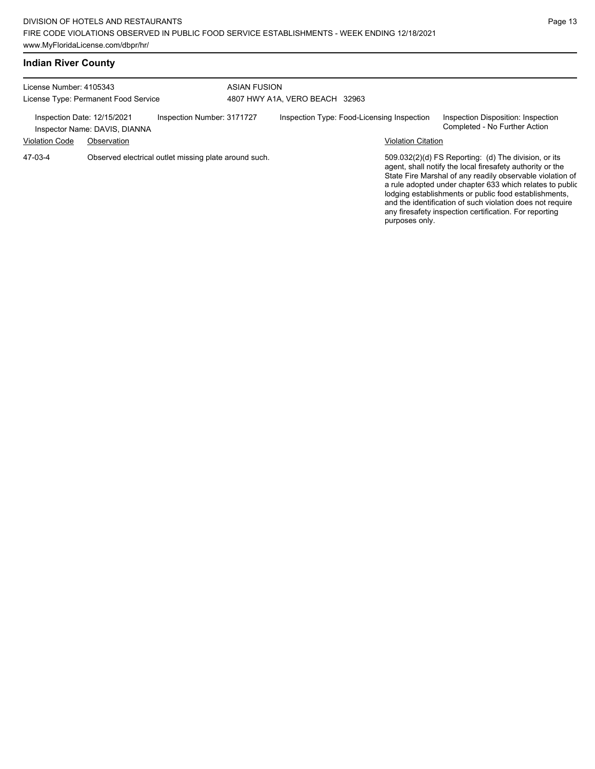## Indian River County

License Number: 4105343
License Type: Permanent Food Service

ASIAN FUSION
4807 HWY A1A, VERO BEACH 32963

Inspection Date: 12/15/2021
Inspector Name: DAVIS, DIANNA

Inspection Number: 3171727

Inspection Type: Food-Licensing Inspection

Inspection Disposition: Inspection Completed - No Further Action

| Violation Code | Observation | Violation Citation |
| --- | --- | --- |
| 47-03-4 | Observed electrical outlet missing plate around such. | 509.032(2)(d) FS Reporting: (d) The division, or its agent, shall notify the local firesafety authority or the State Fire Marshal of any readily observable violation of a rule adopted under chapter 633 which relates to public lodging establishments or public food establishments, and the identification of such violation does not require any firesafety inspection certification. For reporting purposes only. |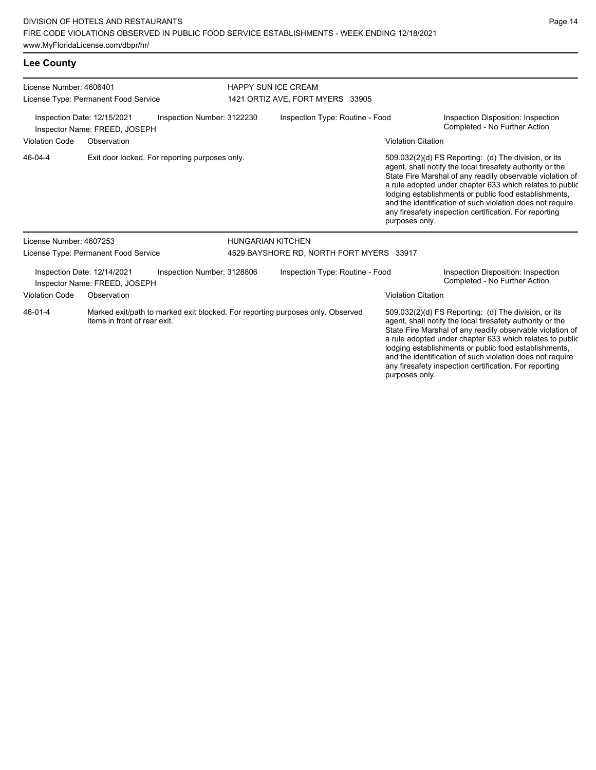## Lee County

**License Number:** 4606401
**License Type:** Permanent Food Service

**HAPPY SUN ICE CREAM**
1421 ORTIZ AVE, FORT MYERS 33905

**Inspection Date:** 12/15/2021
**Inspector Name:** FREED, JOSEPH
**Inspection Number:** 3122230
**Inspection Type:** Routine - Food
**Inspection Disposition:** Inspection Completed - No Further Action

| Violation Code | Observation | Violation Citation |
| --- | --- | --- |
| 46-04-4 | Exit door locked. For reporting purposes only. | 509.032(2)(d) FS Reporting: (d) The division, or its agent, shall notify the local firesafety authority or the State Fire Marshal of any readily observable violation of a rule adopted under chapter 633 which relates to public lodging establishments or public food establishments, and the identification of such violation does not require any firesafety inspection certification. For reporting purposes only. |

**License Number:** 4607253
**License Type:** Permanent Food Service

**HUNGARIAN KITCHEN**
4529 BAYSHORE RD, NORTH FORT MYERS 33917

**Inspection Date:** 12/14/2021
**Inspector Name:** FREED, JOSEPH
**Inspection Number:** 3128806
**Inspection Type:** Routine - Food
**Inspection Disposition:** Inspection Completed - No Further Action

| Violation Code | Observation | Violation Citation |
| --- | --- | --- |
| 46-01-4 | Marked exit/path to marked exit blocked. For reporting purposes only. Observed items in front of rear exit. | 509.032(2)(d) FS Reporting: (d) The division, or its agent, shall notify the local firesafety authority or the State Fire Marshal of any readily observable violation of a rule adopted under chapter 633 which relates to public lodging establishments or public food establishments, and the identification of such violation does not require any firesafety inspection certification. For reporting purposes only. |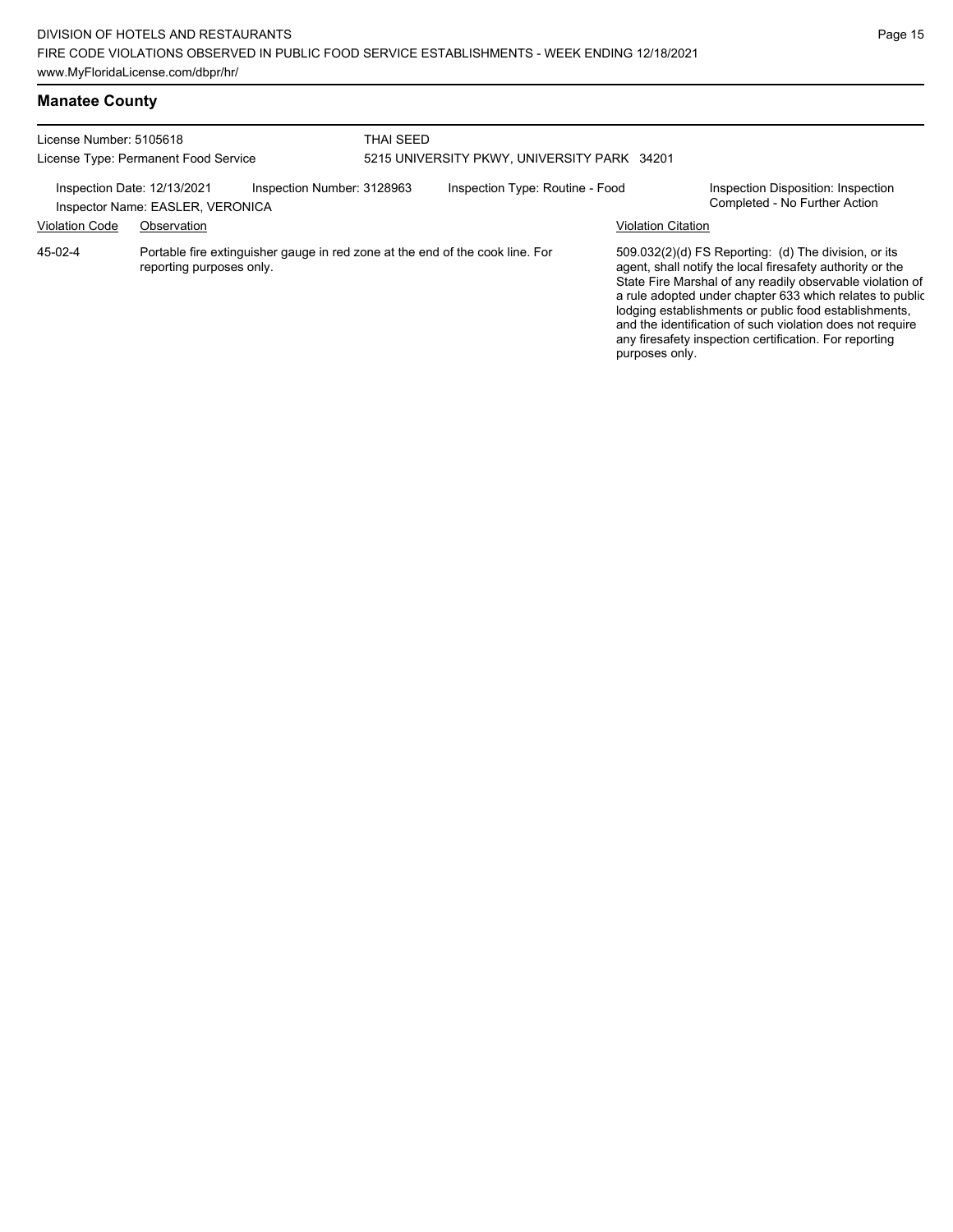## Manatee County

License Number: 5105618
License Type: Permanent Food Service

THAI SEED
5215 UNIVERSITY PKWY, UNIVERSITY PARK 34201

Inspection Date: 12/13/2021
Inspector Name: EASLER, VERONICA
Inspection Number: 3128963
Inspection Type: Routine - Food
Inspection Disposition: Inspection Completed - No Further Action

| Violation Code | Observation | Violation Citation |
| --- | --- | --- |
| 45-02-4 | Portable fire extinguisher gauge in red zone at the end of the cook line. For reporting purposes only. | 509.032(2)(d) FS Reporting: (d) The division, or its agent, shall notify the local firesafety authority or the State Fire Marshal of any readily observable violation of a rule adopted under chapter 633 which relates to public lodging establishments or public food establishments, and the identification of such violation does not require any firesafety inspection certification. For reporting purposes only. |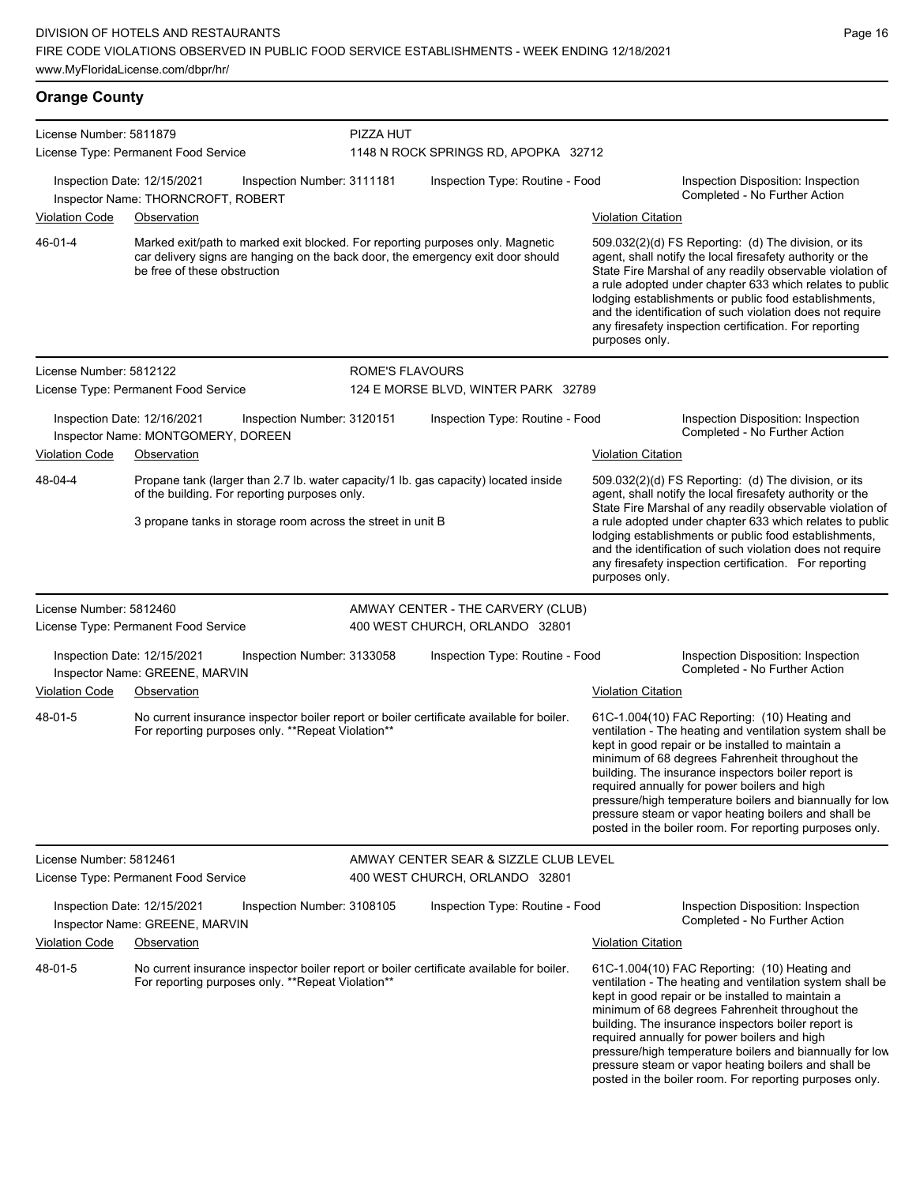## Orange County

**License Number:** 5811879
**License Type:** Permanent Food Service

**PIZZA HUT**
1148 N ROCK SPRINGS RD, APOPKA 32712

Inspection Date: 12/15/2021 | Inspection Number: 3111181 | Inspection Type: Routine - Food | Inspection Disposition: Inspection Completed - No Further Action

Inspector Name: THORNCROFT, ROBERT

| Violation Code | Observation | Violation Citation |
|---|---|---|
| 46-01-4 | Marked exit/path to marked exit blocked. For reporting purposes only. Magnetic car delivery signs are hanging on the back door, the emergency exit door should be free of these obstruction | 509.032(2)(d) FS Reporting: (d) The division, or its agent, shall notify the local firesafety authority or the State Fire Marshal of any readily observable violation of a rule adopted under chapter 633 which relates to public lodging establishments or public food establishments, and the identification of such violation does not require any firesafety inspection certification. For reporting purposes only. |

---

**License Number:** 5812122
**License Type:** Permanent Food Service

**ROME'S FLAVOURS**
124 E MORSE BLVD, WINTER PARK 32789

Inspection Date: 12/16/2021 | Inspection Number: 3120151 | Inspection Type: Routine - Food | Inspection Disposition: Inspection Completed - No Further Action

Inspector Name: MONTGOMERY, DOREEN

| Violation Code | Observation | Violation Citation |
|---|---|---|
| 48-04-4 | Propane tank (larger than 2.7 lb. water capacity/1 lb. gas capacity) located inside of the building. For reporting purposes only. 3 propane tanks in storage room across the street in unit B | 509.032(2)(d) FS Reporting: (d) The division, or its agent, shall notify the local firesafety authority or the State Fire Marshal of any readily observable violation of a rule adopted under chapter 633 which relates to public lodging establishments or public food establishments, and the identification of such violation does not require any firesafety inspection certification. For reporting purposes only. |

---

**License Number:** 5812460
**License Type:** Permanent Food Service

**AMWAY CENTER - THE CARVERY (CLUB)**
400 WEST CHURCH, ORLANDO 32801

Inspection Date: 12/15/2021 | Inspection Number: 3133058 | Inspection Type: Routine - Food | Inspection Disposition: Inspection Completed - No Further Action

Inspector Name: GREENE, MARVIN

| Violation Code | Observation | Violation Citation |
|---|---|---|
| 48-01-5 | No current insurance inspector boiler report or boiler certificate available for boiler. For reporting purposes only. **Repeat Violation** | 61C-1.004(10) FAC Reporting: (10) Heating and ventilation - The heating and ventilation system shall be kept in good repair or be installed to maintain a minimum of 68 degrees Fahrenheit throughout the building. The insurance inspectors boiler report is required annually for power boilers and high pressure/high temperature boilers and biannually for low pressure steam or vapor heating boilers and shall be posted in the boiler room. For reporting purposes only. |

---

**License Number:** 5812461
**License Type:** Permanent Food Service

**AMWAY CENTER SEAR & SIZZLE CLUB LEVEL**
400 WEST CHURCH, ORLANDO 32801

Inspection Date: 12/15/2021 | Inspection Number: 3108105 | Inspection Type: Routine - Food | Inspection Disposition: Inspection Completed - No Further Action

Inspector Name: GREENE, MARVIN

| Violation Code | Observation | Violation Citation |
|---|---|---|
| 48-01-5 | No current insurance inspector boiler report or boiler certificate available for boiler. For reporting purposes only. **Repeat Violation** | 61C-1.004(10) FAC Reporting: (10) Heating and ventilation - The heating and ventilation system shall be kept in good repair or be installed to maintain a minimum of 68 degrees Fahrenheit throughout the building. The insurance inspectors boiler report is required annually for power boilers and high pressure/high temperature boilers and biannually for low pressure steam or vapor heating boilers and shall be posted in the boiler room. For reporting purposes only. |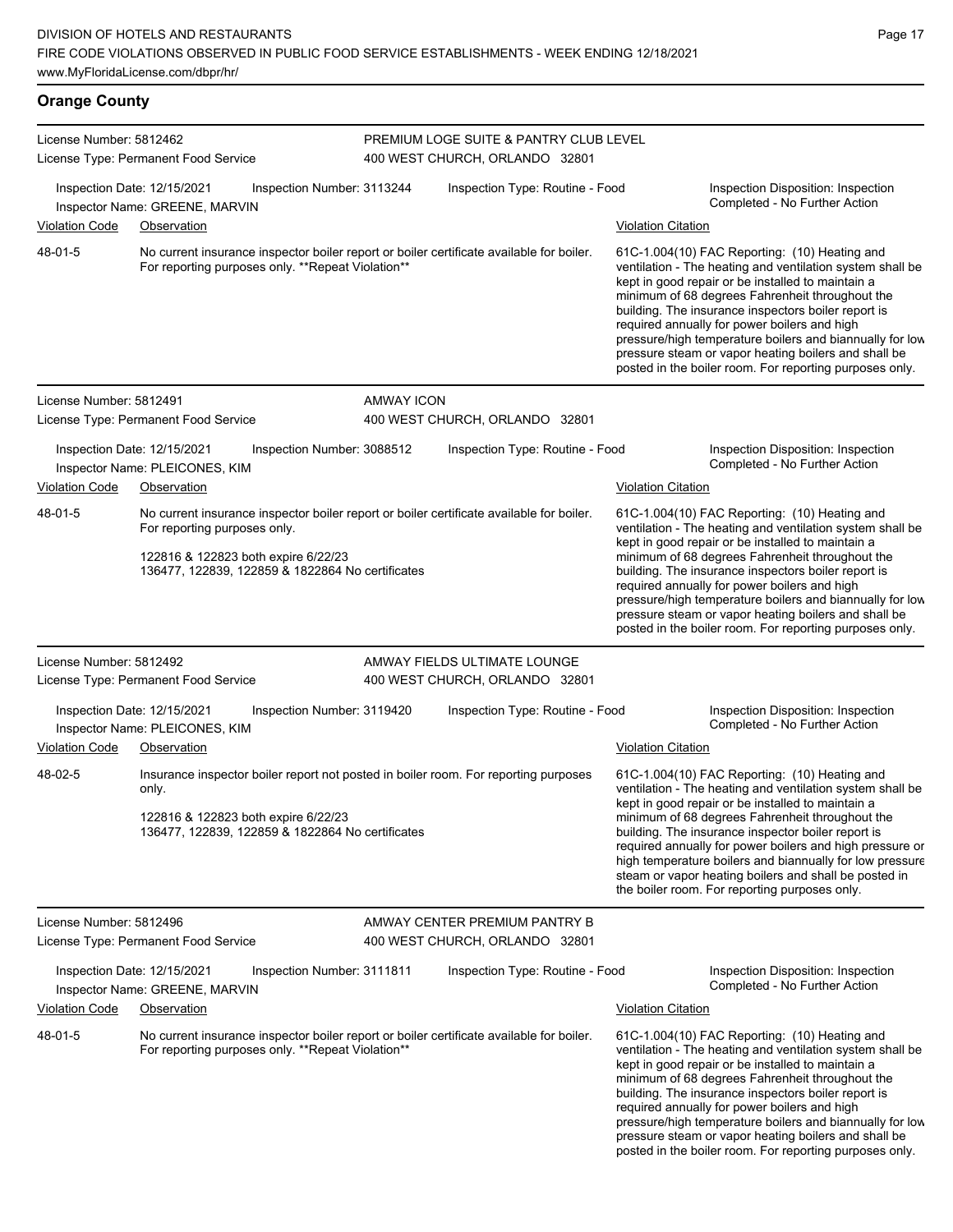## Orange County

**License Number:** 5812462
**License Type:** Permanent Food Service

PREMIUM LOGE SUITE & PANTRY CLUB LEVEL
400 WEST CHURCH, ORLANDO 32801

Inspection Date: 12/15/2021 | Inspection Number: 3113244 | Inspection Type: Routine - Food | Inspection Disposition: Inspection Completed - No Further Action

Inspector Name: GREENE, MARVIN

| Violation Code | Observation | Violation Citation |
|---|---|---|
| 48-01-5 | No current insurance inspector boiler report or boiler certificate available for boiler. For reporting purposes only. **Repeat Violation** | 61C-1.004(10) FAC Reporting: (10) Heating and ventilation - The heating and ventilation system shall be kept in good repair or be installed to maintain a minimum of 68 degrees Fahrenheit throughout the building. The insurance inspectors boiler report is required annually for power boilers and high pressure/high temperature boilers and biannually for low pressure steam or vapor heating boilers and shall be posted in the boiler room. For reporting purposes only. |

---

**License Number:** 5812491
**License Type:** Permanent Food Service

AMWAY ICON
400 WEST CHURCH, ORLANDO 32801

Inspection Date: 12/15/2021 | Inspection Number: 3088512 | Inspection Type: Routine - Food | Inspection Disposition: Inspection Completed - No Further Action

Inspector Name: PLEICONES, KIM

| Violation Code | Observation | Violation Citation |
|---|---|---|
| 48-01-5 | No current insurance inspector boiler report or boiler certificate available for boiler. For reporting purposes only.<br><br>122816 & 122823 both expire 6/22/23<br>136477, 122839, 122859 & 1822864 No certificates | 61C-1.004(10) FAC Reporting: (10) Heating and ventilation - The heating and ventilation system shall be kept in good repair or be installed to maintain a minimum of 68 degrees Fahrenheit throughout the building. The insurance inspectors boiler report is required annually for power boilers and high pressure/high temperature boilers and biannually for low pressure steam or vapor heating boilers and shall be posted in the boiler room. For reporting purposes only. |

---

**License Number:** 5812492
**License Type:** Permanent Food Service

AMWAY FIELDS ULTIMATE LOUNGE
400 WEST CHURCH, ORLANDO 32801

Inspection Date: 12/15/2021 | Inspection Number: 3119420 | Inspection Type: Routine - Food | Inspection Disposition: Inspection Completed - No Further Action

Inspector Name: PLEICONES, KIM

| Violation Code | Observation | Violation Citation |
|---|---|---|
| 48-02-5 | Insurance inspector boiler report not posted in boiler room. For reporting purposes only.<br><br>122816 & 122823 both expire 6/22/23<br>136477, 122839, 122859 & 1822864 No certificates | 61C-1.004(10) FAC Reporting: (10) Heating and ventilation - The heating and ventilation system shall be kept in good repair or be installed to maintain a minimum of 68 degrees Fahrenheit throughout the building. The insurance inspector boiler report is required annually for power boilers and high pressure or high temperature boilers and biannually for low pressure steam or vapor heating boilers and shall be posted in the boiler room. For reporting purposes only. |

---

**License Number:** 5812496
**License Type:** Permanent Food Service

AMWAY CENTER PREMIUM PANTRY B
400 WEST CHURCH, ORLANDO 32801

Inspection Date: 12/15/2021 | Inspection Number: 3111811 | Inspection Type: Routine - Food | Inspection Disposition: Inspection Completed - No Further Action

Inspector Name: GREENE, MARVIN

| Violation Code | Observation | Violation Citation |
|---|---|---|
| 48-01-5 | No current insurance inspector boiler report or boiler certificate available for boiler. For reporting purposes only. **Repeat Violation** | 61C-1.004(10) FAC Reporting: (10) Heating and ventilation - The heating and ventilation system shall be kept in good repair or be installed to maintain a minimum of 68 degrees Fahrenheit throughout the building. The insurance inspectors boiler report is required annually for power boilers and high pressure/high temperature boilers and biannually for low pressure steam or vapor heating boilers and shall be posted in the boiler room. For reporting purposes only. |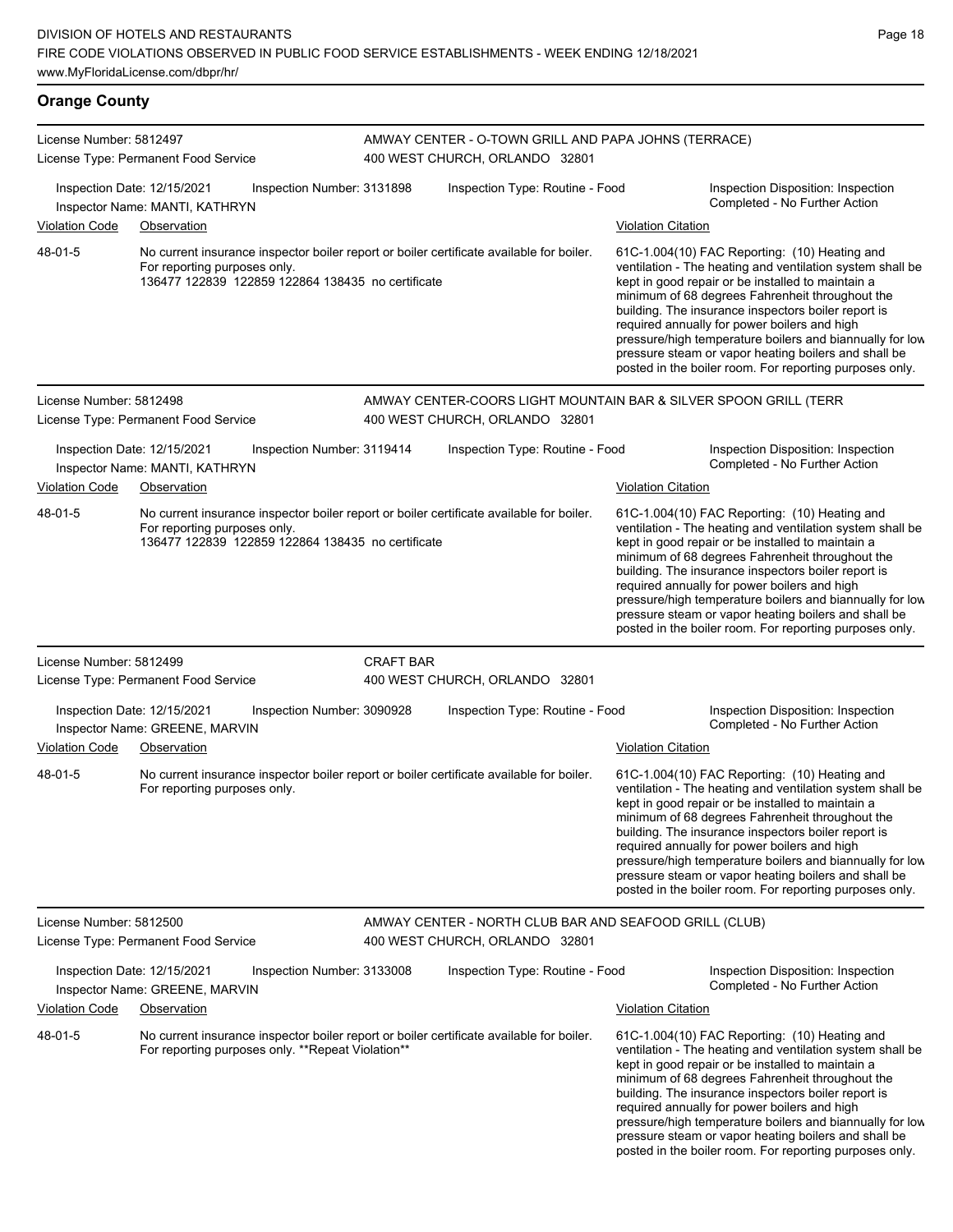## Orange County

**License Number:** 5812497
**License Type:** Permanent Food Service

**AMWAY CENTER - O-TOWN GRILL AND PAPA JOHNS (TERRACE)**
400 WEST CHURCH, ORLANDO 32801

Inspection Date: 12/15/2021 | Inspection Number: 3131898 | Inspection Type: Routine - Food | Inspection Disposition: Inspection Completed - No Further Action
Inspector Name: MANTI, KATHRYN

| Violation Code | Observation | Violation Citation |
|---|---|---|
| 48-01-5 | No current insurance inspector boiler report or boiler certificate available for boiler. For reporting purposes only. 136477 122839 122859 122864 138435 no certificate | 61C-1.004(10) FAC Reporting: (10) Heating and ventilation - The heating and ventilation system shall be kept in good repair or be installed to maintain a minimum of 68 degrees Fahrenheit throughout the building. The insurance inspectors boiler report is required annually for power boilers and high pressure/high temperature boilers and biannually for low pressure steam or vapor heating boilers and shall be posted in the boiler room. For reporting purposes only. |

---

**License Number:** 5812498
**License Type:** Permanent Food Service

**AMWAY CENTER-COORS LIGHT MOUNTAIN BAR & SILVER SPOON GRILL (TERR**
400 WEST CHURCH, ORLANDO 32801

Inspection Date: 12/15/2021 | Inspection Number: 3119414 | Inspection Type: Routine - Food | Inspection Disposition: Inspection Completed - No Further Action
Inspector Name: MANTI, KATHRYN

| Violation Code | Observation | Violation Citation |
|---|---|---|
| 48-01-5 | No current insurance inspector boiler report or boiler certificate available for boiler. For reporting purposes only. 136477 122839 122859 122864 138435 no certificate | 61C-1.004(10) FAC Reporting: (10) Heating and ventilation - The heating and ventilation system shall be kept in good repair or be installed to maintain a minimum of 68 degrees Fahrenheit throughout the building. The insurance inspectors boiler report is required annually for power boilers and high pressure/high temperature boilers and biannually for low pressure steam or vapor heating boilers and shall be posted in the boiler room. For reporting purposes only. |

---

**License Number:** 5812499
**License Type:** Permanent Food Service

**CRAFT BAR**
400 WEST CHURCH, ORLANDO 32801

Inspection Date: 12/15/2021 | Inspection Number: 3090928 | Inspection Type: Routine - Food | Inspection Disposition: Inspection Completed - No Further Action
Inspector Name: GREENE, MARVIN

| Violation Code | Observation | Violation Citation |
|---|---|---|
| 48-01-5 | No current insurance inspector boiler report or boiler certificate available for boiler. For reporting purposes only. | 61C-1.004(10) FAC Reporting: (10) Heating and ventilation - The heating and ventilation system shall be kept in good repair or be installed to maintain a minimum of 68 degrees Fahrenheit throughout the building. The insurance inspectors boiler report is required annually for power boilers and high pressure/high temperature boilers and biannually for low pressure steam or vapor heating boilers and shall be posted in the boiler room. For reporting purposes only. |

---

**License Number:** 5812500
**License Type:** Permanent Food Service

**AMWAY CENTER - NORTH CLUB BAR AND SEAFOOD GRILL (CLUB)**
400 WEST CHURCH, ORLANDO 32801

Inspection Date: 12/15/2021 | Inspection Number: 3133008 | Inspection Type: Routine - Food | Inspection Disposition: Inspection Completed - No Further Action
Inspector Name: GREENE, MARVIN

| Violation Code | Observation | Violation Citation |
|---|---|---|
| 48-01-5 | No current insurance inspector boiler report or boiler certificate available for boiler. For reporting purposes only. **Repeat Violation** | 61C-1.004(10) FAC Reporting: (10) Heating and ventilation - The heating and ventilation system shall be kept in good repair or be installed to maintain a minimum of 68 degrees Fahrenheit throughout the building. The insurance inspectors boiler report is required annually for power boilers and high pressure/high temperature boilers and biannually for low pressure steam or vapor heating boilers and shall be posted in the boiler room. For reporting purposes only. |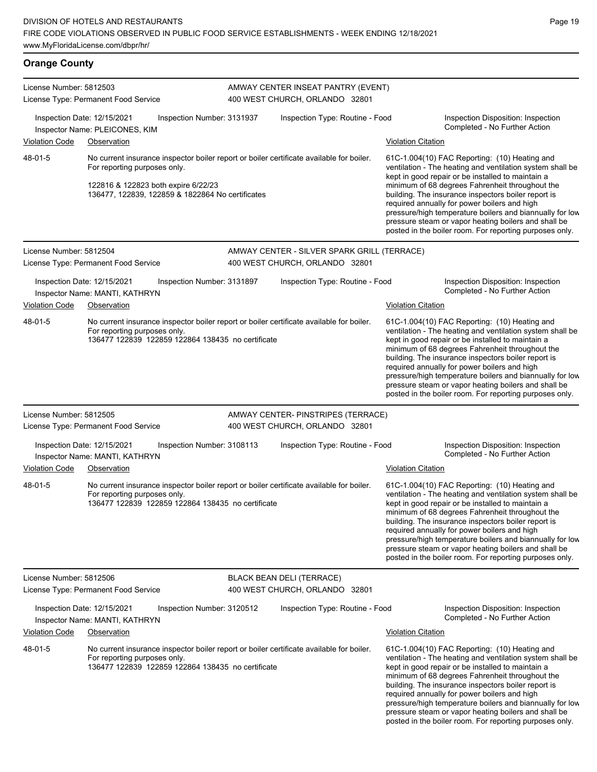## Orange County

**License Number:** 5812503
**License Type:** Permanent Food Service

AMWAY CENTER INSEAT PANTRY (EVENT)
400 WEST CHURCH, ORLANDO 32801

Inspection Date: 12/15/2021
Inspection Number: 3131937
Inspection Type: Routine - Food
Inspection Disposition: Inspection Completed - No Further Action
Inspector Name: PLEICONES, KIM

| Violation Code | Observation | Violation Citation |
| --- | --- | --- |
| 48-01-5 | No current insurance inspector boiler report or boiler certificate available for boiler. For reporting purposes only.<br><br>122816 & 122823 both expire 6/22/23<br>136477, 122839, 122859 & 1822864 No certificates | 61C-1.004(10) FAC Reporting: (10) Heating and ventilation - The heating and ventilation system shall be kept in good repair or be installed to maintain a minimum of 68 degrees Fahrenheit throughout the building. The insurance inspectors boiler report is required annually for power boilers and high pressure/high temperature boilers and biannually for low pressure steam or vapor heating boilers and shall be posted in the boiler room. For reporting purposes only. |

**License Number:** 5812504
**License Type:** Permanent Food Service

AMWAY CENTER - SILVER SPARK GRILL (TERRACE)
400 WEST CHURCH, ORLANDO 32801

Inspection Date: 12/15/2021
Inspection Number: 3131897
Inspection Type: Routine - Food
Inspection Disposition: Inspection Completed - No Further Action
Inspector Name: MANTI, KATHRYN

| Violation Code | Observation | Violation Citation |
| --- | --- | --- |
| 48-01-5 | No current insurance inspector boiler report or boiler certificate available for boiler. For reporting purposes only.<br>136477 122839 122859 122864 138435 no certificate | 61C-1.004(10) FAC Reporting: (10) Heating and ventilation - The heating and ventilation system shall be kept in good repair or be installed to maintain a minimum of 68 degrees Fahrenheit throughout the building. The insurance inspectors boiler report is required annually for power boilers and high pressure/high temperature boilers and biannually for low pressure steam or vapor heating boilers and shall be posted in the boiler room. For reporting purposes only. |

**License Number:** 5812505
**License Type:** Permanent Food Service

AMWAY CENTER- PINSTRIPES (TERRACE)
400 WEST CHURCH, ORLANDO 32801

Inspection Date: 12/15/2021
Inspection Number: 3108113
Inspection Type: Routine - Food
Inspection Disposition: Inspection Completed - No Further Action
Inspector Name: MANTI, KATHRYN

| Violation Code | Observation | Violation Citation |
| --- | --- | --- |
| 48-01-5 | No current insurance inspector boiler report or boiler certificate available for boiler. For reporting purposes only.<br>136477 122839 122859 122864 138435 no certificate | 61C-1.004(10) FAC Reporting: (10) Heating and ventilation - The heating and ventilation system shall be kept in good repair or be installed to maintain a minimum of 68 degrees Fahrenheit throughout the building. The insurance inspectors boiler report is required annually for power boilers and high pressure/high temperature boilers and biannually for low pressure steam or vapor heating boilers and shall be posted in the boiler room. For reporting purposes only. |

**License Number:** 5812506
**License Type:** Permanent Food Service

BLACK BEAN DELI (TERRACE)
400 WEST CHURCH, ORLANDO 32801

Inspection Date: 12/15/2021
Inspection Number: 3120512
Inspection Type: Routine - Food
Inspection Disposition: Inspection Completed - No Further Action
Inspector Name: MANTI, KATHRYN

| Violation Code | Observation | Violation Citation |
| --- | --- | --- |
| 48-01-5 | No current insurance inspector boiler report or boiler certificate available for boiler. For reporting purposes only.<br>136477 122839 122859 122864 138435 no certificate | 61C-1.004(10) FAC Reporting: (10) Heating and ventilation - The heating and ventilation system shall be kept in good repair or be installed to maintain a minimum of 68 degrees Fahrenheit throughout the building. The insurance inspectors boiler report is required annually for power boilers and high pressure/high temperature boilers and biannually for low pressure steam or vapor heating boilers and shall be posted in the boiler room. For reporting purposes only. |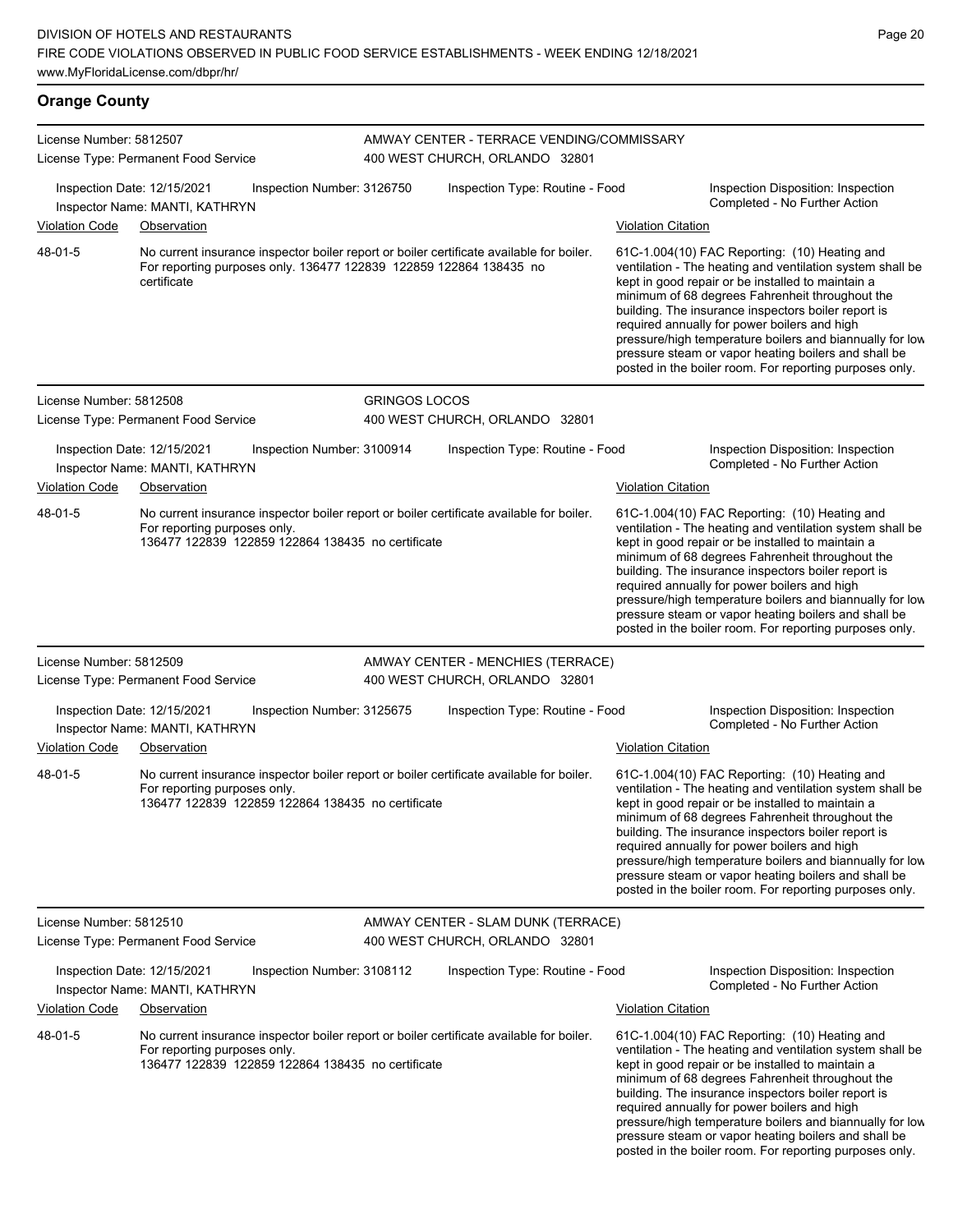## Orange County

**License Number:** 5812507
**License Type:** Permanent Food Service

**AMWAY CENTER - TERRACE VENDING/COMMISSARY**
400 WEST CHURCH, ORLANDO 32801

Inspection Date: 12/15/2021
Inspection Number: 3126750
Inspection Type: Routine - Food
Inspection Disposition: Inspection Completed - No Further Action
Inspector Name: MANTI, KATHRYN

| Violation Code | Observation | Violation Citation |
|---|---|---|
| 48-01-5 | No current insurance inspector boiler report or boiler certificate available for boiler. For reporting purposes only. 136477 122839 122859 122864 138435 no certificate | 61C-1.004(10) FAC Reporting: (10) Heating and ventilation - The heating and ventilation system shall be kept in good repair or be installed to maintain a minimum of 68 degrees Fahrenheit throughout the building. The insurance inspectors boiler report is required annually for power boilers and high pressure/high temperature boilers and biannually for low pressure steam or vapor heating boilers and shall be posted in the boiler room. For reporting purposes only. |

**License Number:** 5812508
**License Type:** Permanent Food Service

**GRINGOS LOCOS**
400 WEST CHURCH, ORLANDO 32801

Inspection Date: 12/15/2021
Inspection Number: 3100914
Inspection Type: Routine - Food
Inspection Disposition: Inspection Completed - No Further Action
Inspector Name: MANTI, KATHRYN

| Violation Code | Observation | Violation Citation |
|---|---|---|
| 48-01-5 | No current insurance inspector boiler report or boiler certificate available for boiler. For reporting purposes only. 136477 122839 122859 122864 138435 no certificate | 61C-1.004(10) FAC Reporting: (10) Heating and ventilation - The heating and ventilation system shall be kept in good repair or be installed to maintain a minimum of 68 degrees Fahrenheit throughout the building. The insurance inspectors boiler report is required annually for power boilers and high pressure/high temperature boilers and biannually for low pressure steam or vapor heating boilers and shall be posted in the boiler room. For reporting purposes only. |

**License Number:** 5812509
**License Type:** Permanent Food Service

**AMWAY CENTER - MENCHIES (TERRACE)**
400 WEST CHURCH, ORLANDO 32801

Inspection Date: 12/15/2021
Inspection Number: 3125675
Inspection Type: Routine - Food
Inspection Disposition: Inspection Completed - No Further Action
Inspector Name: MANTI, KATHRYN

| Violation Code | Observation | Violation Citation |
|---|---|---|
| 48-01-5 | No current insurance inspector boiler report or boiler certificate available for boiler. For reporting purposes only. 136477 122839 122859 122864 138435 no certificate | 61C-1.004(10) FAC Reporting: (10) Heating and ventilation - The heating and ventilation system shall be kept in good repair or be installed to maintain a minimum of 68 degrees Fahrenheit throughout the building. The insurance inspectors boiler report is required annually for power boilers and high pressure/high temperature boilers and biannually for low pressure steam or vapor heating boilers and shall be posted in the boiler room. For reporting purposes only. |

**License Number:** 5812510
**License Type:** Permanent Food Service

**AMWAY CENTER - SLAM DUNK (TERRACE)**
400 WEST CHURCH, ORLANDO 32801

Inspection Date: 12/15/2021
Inspection Number: 3108112
Inspection Type: Routine - Food
Inspection Disposition: Inspection Completed - No Further Action
Inspector Name: MANTI, KATHRYN

| Violation Code | Observation | Violation Citation |
|---|---|---|
| 48-01-5 | No current insurance inspector boiler report or boiler certificate available for boiler. For reporting purposes only. 136477 122839 122859 122864 138435 no certificate | 61C-1.004(10) FAC Reporting: (10) Heating and ventilation - The heating and ventilation system shall be kept in good repair or be installed to maintain a minimum of 68 degrees Fahrenheit throughout the building. The insurance inspectors boiler report is required annually for power boilers and high pressure/high temperature boilers and biannually for low pressure steam or vapor heating boilers and shall be posted in the boiler room. For reporting purposes only. |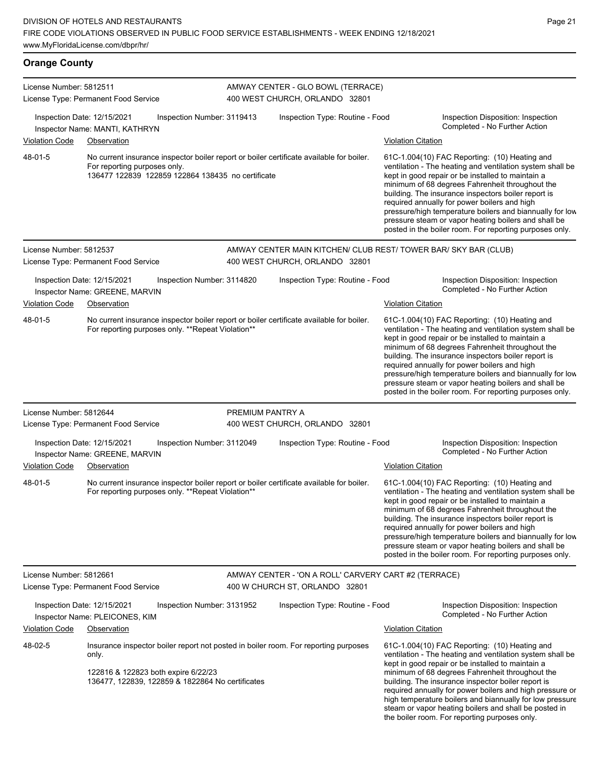## Orange County

**License Number:** 5812511
**License Type:** Permanent Food Service

AMWAY CENTER - GLO BOWL (TERRACE)
400 WEST CHURCH, ORLANDO 32801

Inspection Date: 12/15/2021 | Inspection Number: 3119413 | Inspection Type: Routine - Food | Inspection Disposition: Inspection Completed - No Further Action
Inspector Name: MANTI, KATHRYN

| Violation Code | Observation | Violation Citation |
|---|---|---|
| 48-01-5 | No current insurance inspector boiler report or boiler certificate available for boiler. For reporting purposes only. 136477 122839 122859 122864 138435 no certificate | 61C-1.004(10) FAC Reporting: (10) Heating and ventilation - The heating and ventilation system shall be kept in good repair or be installed to maintain a minimum of 68 degrees Fahrenheit throughout the building. The insurance inspectors boiler report is required annually for power boilers and high pressure/high temperature boilers and biannually for low pressure steam or vapor heating boilers and shall be posted in the boiler room. For reporting purposes only. |

**License Number:** 5812537
**License Type:** Permanent Food Service

AMWAY CENTER MAIN KITCHEN/ CLUB REST/ TOWER BAR/ SKY BAR (CLUB)
400 WEST CHURCH, ORLANDO 32801

Inspection Date: 12/15/2021 | Inspection Number: 3114820 | Inspection Type: Routine - Food | Inspection Disposition: Inspection Completed - No Further Action
Inspector Name: GREENE, MARVIN

| Violation Code | Observation | Violation Citation |
|---|---|---|
| 48-01-5 | No current insurance inspector boiler report or boiler certificate available for boiler. For reporting purposes only. **Repeat Violation** | 61C-1.004(10) FAC Reporting: (10) Heating and ventilation - The heating and ventilation system shall be kept in good repair or be installed to maintain a minimum of 68 degrees Fahrenheit throughout the building. The insurance inspectors boiler report is required annually for power boilers and high pressure/high temperature boilers and biannually for low pressure steam or vapor heating boilers and shall be posted in the boiler room. For reporting purposes only. |

**License Number:** 5812644
**License Type:** Permanent Food Service

PREMIUM PANTRY A
400 WEST CHURCH, ORLANDO 32801

Inspection Date: 12/15/2021 | Inspection Number: 3112049 | Inspection Type: Routine - Food | Inspection Disposition: Inspection Completed - No Further Action
Inspector Name: GREENE, MARVIN

| Violation Code | Observation | Violation Citation |
|---|---|---|
| 48-01-5 | No current insurance inspector boiler report or boiler certificate available for boiler. For reporting purposes only. **Repeat Violation** | 61C-1.004(10) FAC Reporting: (10) Heating and ventilation - The heating and ventilation system shall be kept in good repair or be installed to maintain a minimum of 68 degrees Fahrenheit throughout the building. The insurance inspectors boiler report is required annually for power boilers and high pressure/high temperature boilers and biannually for low pressure steam or vapor heating boilers and shall be posted in the boiler room. For reporting purposes only. |

**License Number:** 5812661
**License Type:** Permanent Food Service

AMWAY CENTER - 'ON A ROLL' CARVERY CART #2 (TERRACE)
400 W CHURCH ST, ORLANDO 32801

Inspection Date: 12/15/2021 | Inspection Number: 3131952 | Inspection Type: Routine - Food | Inspection Disposition: Inspection Completed - No Further Action
Inspector Name: PLEICONES, KIM

| Violation Code | Observation | Violation Citation |
|---|---|---|
| 48-02-5 | Insurance inspector boiler report not posted in boiler room. For reporting purposes only. 122816 & 122823 both expire 6/22/23 136477, 122839, 122859 & 1822864 No certificates | 61C-1.004(10) FAC Reporting: (10) Heating and ventilation - The heating and ventilation system shall be kept in good repair or be installed to maintain a minimum of 68 degrees Fahrenheit throughout the building. The insurance inspector boiler report is required annually for power boilers and high pressure or high temperature boilers and biannually for low pressure steam or vapor heating boilers and shall be posted in the boiler room. For reporting purposes only. |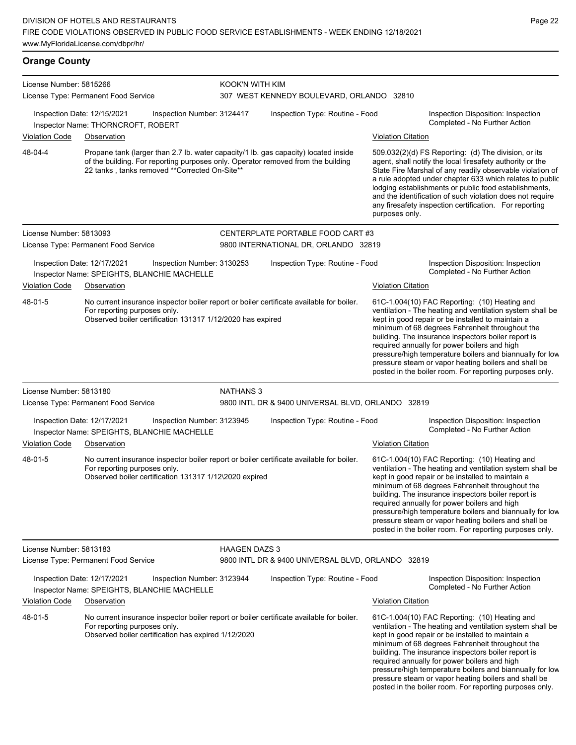## Orange County

**License Number:** 5815266
**License Type:** Permanent Food Service
**KOOK'N WITH KIM**
307 WEST KENNEDY BOULEVARD, ORLANDO 32810

Inspection Date: 12/15/2021 | Inspection Number: 3124417 | Inspection Type: Routine - Food | Inspection Disposition: Inspection Completed - No Further Action
Inspector Name: THORNCROFT, ROBERT

| Violation Code | Observation | Violation Citation |
|---|---|---|
| 48-04-4 | Propane tank (larger than 2.7 lb. water capacity/1 lb. gas capacity) located inside of the building. For reporting purposes only. Operator removed from the building 22 tanks , tanks removed **Corrected On-Site** | 509.032(2)(d) FS Reporting: (d) The division, or its agent, shall notify the local firesafety authority or the State Fire Marshal of any readily observable violation of a rule adopted under chapter 633 which relates to public lodging establishments or public food establishments, and the identification of such violation does not require any firesafety inspection certification. For reporting purposes only. |

**License Number:** 5813093
**License Type:** Permanent Food Service
**CENTERPLATE PORTABLE FOOD CART #3**
9800 INTERNATIONAL DR, ORLANDO 32819

Inspection Date: 12/17/2021 | Inspection Number: 3130253 | Inspection Type: Routine - Food | Inspection Disposition: Inspection Completed - No Further Action
Inspector Name: SPEIGHTS, BLANCHIE MACHELLE

| Violation Code | Observation | Violation Citation |
|---|---|---|
| 48-01-5 | No current insurance inspector boiler report or boiler certificate available for boiler. For reporting purposes only. Observed boiler certification 131317 1/12/2020 has expired | 61C-1.004(10) FAC Reporting: (10) Heating and ventilation - The heating and ventilation system shall be kept in good repair or be installed to maintain a minimum of 68 degrees Fahrenheit throughout the building. The insurance inspectors boiler report is required annually for power boilers and high pressure/high temperature boilers and biannually for low pressure steam or vapor heating boilers and shall be posted in the boiler room. For reporting purposes only. |

**License Number:** 5813180
**License Type:** Permanent Food Service
**NATHANS 3**
9800 INTL DR & 9400 UNIVERSAL BLVD, ORLANDO 32819

Inspection Date: 12/17/2021 | Inspection Number: 3123945 | Inspection Type: Routine - Food | Inspection Disposition: Inspection Completed - No Further Action
Inspector Name: SPEIGHTS, BLANCHIE MACHELLE

| Violation Code | Observation | Violation Citation |
|---|---|---|
| 48-01-5 | No current insurance inspector boiler report or boiler certificate available for boiler. For reporting purposes only. Observed boiler certification 131317 1/12\2020 expired | 61C-1.004(10) FAC Reporting: (10) Heating and ventilation - The heating and ventilation system shall be kept in good repair or be installed to maintain a minimum of 68 degrees Fahrenheit throughout the building. The insurance inspectors boiler report is required annually for power boilers and high pressure/high temperature boilers and biannually for low pressure steam or vapor heating boilers and shall be posted in the boiler room. For reporting purposes only. |

**License Number:** 5813183
**License Type:** Permanent Food Service
**HAAGEN DAZS 3**
9800 INTL DR & 9400 UNIVERSAL BLVD, ORLANDO 32819

Inspection Date: 12/17/2021 | Inspection Number: 3123944 | Inspection Type: Routine - Food | Inspection Disposition: Inspection Completed - No Further Action
Inspector Name: SPEIGHTS, BLANCHIE MACHELLE

| Violation Code | Observation | Violation Citation |
|---|---|---|
| 48-01-5 | No current insurance inspector boiler report or boiler certificate available for boiler. For reporting purposes only. Observed boiler certification has expired 1/12/2020 | 61C-1.004(10) FAC Reporting: (10) Heating and ventilation - The heating and ventilation system shall be kept in good repair or be installed to maintain a minimum of 68 degrees Fahrenheit throughout the building. The insurance inspectors boiler report is required annually for power boilers and high pressure/high temperature boilers and biannually for low pressure steam or vapor heating boilers and shall be posted in the boiler room. For reporting purposes only. |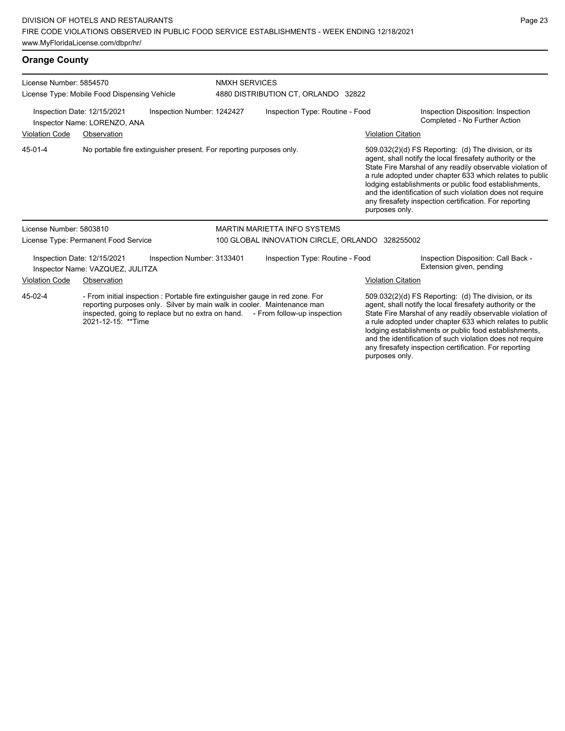## Orange County

License Number: 5854570
License Type: Mobile Food Dispensing Vehicle

NMXH SERVICES
4880 DISTRIBUTION CT, ORLANDO 32822

Inspection Date: 12/15/2021
Inspector Name: LORENZO, ANA
Inspection Number: 1242427
Inspection Type: Routine - Food
Inspection Disposition: Inspection Completed - No Further Action

| Violation Code | Observation | Violation Citation |
|---|---|---|
| 45-01-4 | No portable fire extinguisher present. For reporting purposes only. | 509.032(2)(d) FS Reporting: (d) The division, or its agent, shall notify the local firesafety authority or the State Fire Marshal of any readily observable violation of a rule adopted under chapter 633 which relates to public lodging establishments or public food establishments, and the identification of such violation does not require any firesafety inspection certification. For reporting purposes only. |

License Number: 5803810
License Type: Permanent Food Service

MARTIN MARIETTA INFO SYSTEMS
100 GLOBAL INNOVATION CIRCLE, ORLANDO 328255002

Inspection Date: 12/15/2021
Inspector Name: VAZQUEZ, JULITZA
Inspection Number: 3133401
Inspection Type: Routine - Food
Inspection Disposition: Call Back - Extension given, pending

| Violation Code | Observation | Violation Citation |
|---|---|---|
| 45-02-4 | - From initial inspection : Portable fire extinguisher gauge in red zone. For reporting purposes only. Silver by main walk in cooler. Maintenance man inspected, going to replace but no extra on hand. - From follow-up inspection 2021-12-15: **Time | 509.032(2)(d) FS Reporting: (d) The division, or its agent, shall notify the local firesafety authority or the State Fire Marshal of any readily observable violation of a rule adopted under chapter 633 which relates to public lodging establishments or public food establishments, and the identification of such violation does not require any firesafety inspection certification. For reporting purposes only. |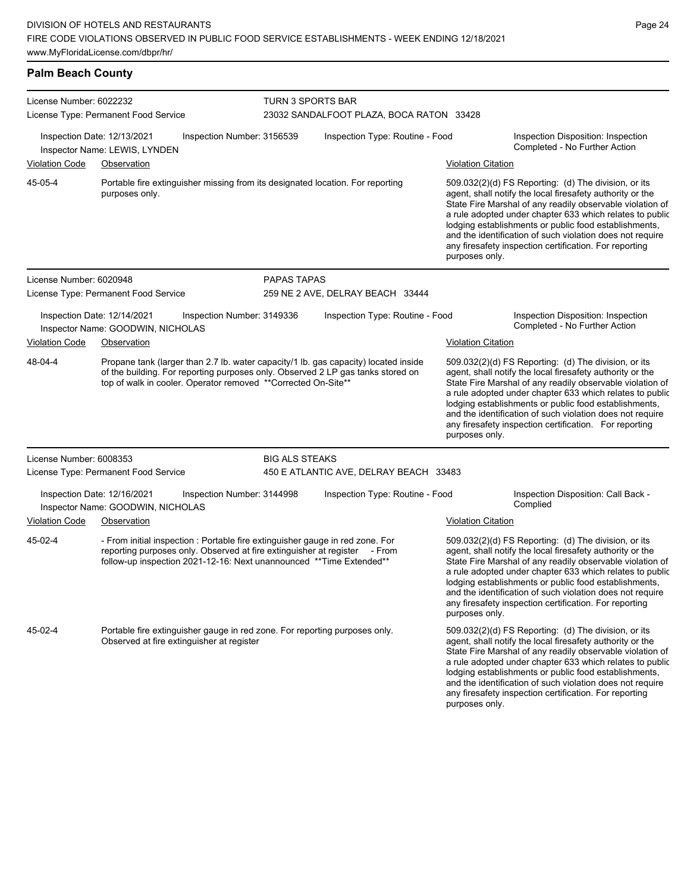## Palm Beach County

**License Number:** 6022232
**License Type:** Permanent Food Service
**TURN 3 SPORTS BAR**
23032 SANDALFOOT PLAZA, BOCA RATON 33428

Inspection Date: 12/13/2021 | Inspection Number: 3156539 | Inspection Type: Routine - Food | Inspection Disposition: Inspection Completed - No Further Action
Inspector Name: LEWIS, LYNDEN

| Violation Code | Observation | Violation Citation |
|---|---|---|
| 45-05-4 | Portable fire extinguisher missing from its designated location. For reporting purposes only. | 509.032(2)(d) FS Reporting: (d) The division, or its agent, shall notify the local firesafety authority or the State Fire Marshal of any readily observable violation of a rule adopted under chapter 633 which relates to public lodging establishments or public food establishments, and the identification of such violation does not require any firesafety inspection certification. For reporting purposes only. |

---

**License Number:** 6020948
**License Type:** Permanent Food Service
**PAPAS TAPAS**
259 NE 2 AVE, DELRAY BEACH 33444

Inspection Date: 12/14/2021 | Inspection Number: 3149336 | Inspection Type: Routine - Food | Inspection Disposition: Inspection Completed - No Further Action
Inspector Name: GOODWIN, NICHOLAS

| Violation Code | Observation | Violation Citation |
|---|---|---|
| 48-04-4 | Propane tank (larger than 2.7 lb. water capacity/1 lb. gas capacity) located inside of the building. For reporting purposes only. Observed 2 LP gas tanks stored on top of walk in cooler. Operator removed **Corrected On-Site** | 509.032(2)(d) FS Reporting: (d) The division, or its agent, shall notify the local firesafety authority or the State Fire Marshal of any readily observable violation of a rule adopted under chapter 633 which relates to public lodging establishments or public food establishments, and the identification of such violation does not require any firesafety inspection certification. For reporting purposes only. |

---

**License Number:** 6008353
**License Type:** Permanent Food Service
**BIG ALS STEAKS**
450 E ATLANTIC AVE, DELRAY BEACH 33483

Inspection Date: 12/16/2021 | Inspection Number: 3144998 | Inspection Type: Routine - Food | Inspection Disposition: Call Back - Complied
Inspector Name: GOODWIN, NICHOLAS

| Violation Code | Observation | Violation Citation |
|---|---|---|
| 45-02-4 | - From initial inspection : Portable fire extinguisher gauge in red zone. For reporting purposes only. Observed at fire extinguisher at register - From follow-up inspection 2021-12-16: Next unannounced **Time Extended** | 509.032(2)(d) FS Reporting: (d) The division, or its agent, shall notify the local firesafety authority or the State Fire Marshal of any readily observable violation of a rule adopted under chapter 633 which relates to public lodging establishments or public food establishments, and the identification of such violation does not require any firesafety inspection certification. For reporting purposes only. |
| 45-02-4 | Portable fire extinguisher gauge in red zone. For reporting purposes only. Observed at fire extinguisher at register | 509.032(2)(d) FS Reporting: (d) The division, or its agent, shall notify the local firesafety authority or the State Fire Marshal of any readily observable violation of a rule adopted under chapter 633 which relates to public lodging establishments or public food establishments, and the identification of such violation does not require any firesafety inspection certification. For reporting purposes only. |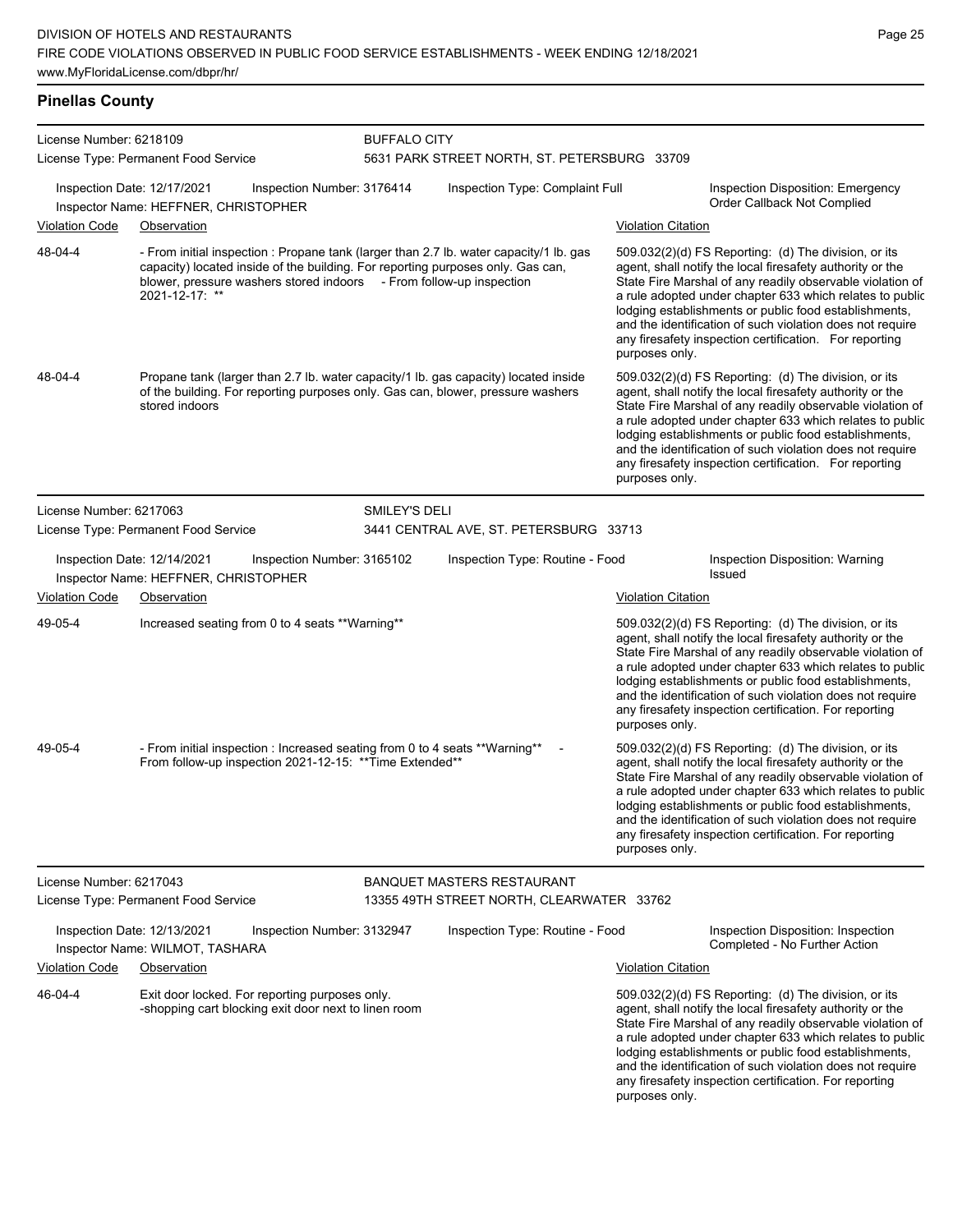## Pinellas County

**License Number:** 6218109
**License Type:** Permanent Food Service
**BUFFALO CITY**
5631 PARK STREET NORTH, ST. PETERSBURG 33709

Inspection Date: 12/17/2021 | Inspection Number: 3176414 | Inspection Type: Complaint Full | Inspection Disposition: Emergency Order Callback Not Complied
Inspector Name: HEFFNER, CHRISTOPHER

| Violation Code | Observation | Violation Citation |
| --- | --- | --- |
| 48-04-4 | - From initial inspection : Propane tank (larger than 2.7 lb. water capacity/1 lb. gas capacity) located inside of the building. For reporting purposes only. Gas can, blower, pressure washers stored indoors - From follow-up inspection 2021-12-17: ** | 509.032(2)(d) FS Reporting: (d) The division, or its agent, shall notify the local firesafety authority or the State Fire Marshal of any readily observable violation of a rule adopted under chapter 633 which relates to public lodging establishments or public food establishments, and the identification of such violation does not require any firesafety inspection certification. For reporting purposes only. |
| 48-04-4 | Propane tank (larger than 2.7 lb. water capacity/1 lb. gas capacity) located inside of the building. For reporting purposes only. Gas can, blower, pressure washers stored indoors | 509.032(2)(d) FS Reporting: (d) The division, or its agent, shall notify the local firesafety authority or the State Fire Marshal of any readily observable violation of a rule adopted under chapter 633 which relates to public lodging establishments or public food establishments, and the identification of such violation does not require any firesafety inspection certification. For reporting purposes only. |

**License Number:** 6217063
**License Type:** Permanent Food Service
**SMILEY'S DELI**
3441 CENTRAL AVE, ST. PETERSBURG 33713

Inspection Date: 12/14/2021 | Inspection Number: 3165102 | Inspection Type: Routine - Food | Inspection Disposition: Warning Issued
Inspector Name: HEFFNER, CHRISTOPHER

| Violation Code | Observation | Violation Citation |
| --- | --- | --- |
| 49-05-4 | Increased seating from 0 to 4 seats **Warning** | 509.032(2)(d) FS Reporting: (d) The division, or its agent, shall notify the local firesafety authority or the State Fire Marshal of any readily observable violation of a rule adopted under chapter 633 which relates to public lodging establishments or public food establishments, and the identification of such violation does not require any firesafety inspection certification. For reporting purposes only. |
| 49-05-4 | - From initial inspection : Increased seating from 0 to 4 seats **Warning** - From follow-up inspection 2021-12-15: **Time Extended** | 509.032(2)(d) FS Reporting: (d) The division, or its agent, shall notify the local firesafety authority or the State Fire Marshal of any readily observable violation of a rule adopted under chapter 633 which relates to public lodging establishments or public food establishments, and the identification of such violation does not require any firesafety inspection certification. For reporting purposes only. |

**License Number:** 6217043
**License Type:** Permanent Food Service
**BANQUET MASTERS RESTAURANT**
13355 49TH STREET NORTH, CLEARWATER 33762

Inspection Date: 12/13/2021 | Inspection Number: 3132947 | Inspection Type: Routine - Food | Inspection Disposition: Inspection Completed - No Further Action
Inspector Name: WILMOT, TASHARA

| Violation Code | Observation | Violation Citation |
| --- | --- | --- |
| 46-04-4 | Exit door locked. For reporting purposes only. -shopping cart blocking exit door next to linen room | 509.032(2)(d) FS Reporting: (d) The division, or its agent, shall notify the local firesafety authority or the State Fire Marshal of any readily observable violation of a rule adopted under chapter 633 which relates to public lodging establishments or public food establishments, and the identification of such violation does not require any firesafety inspection certification. For reporting purposes only. |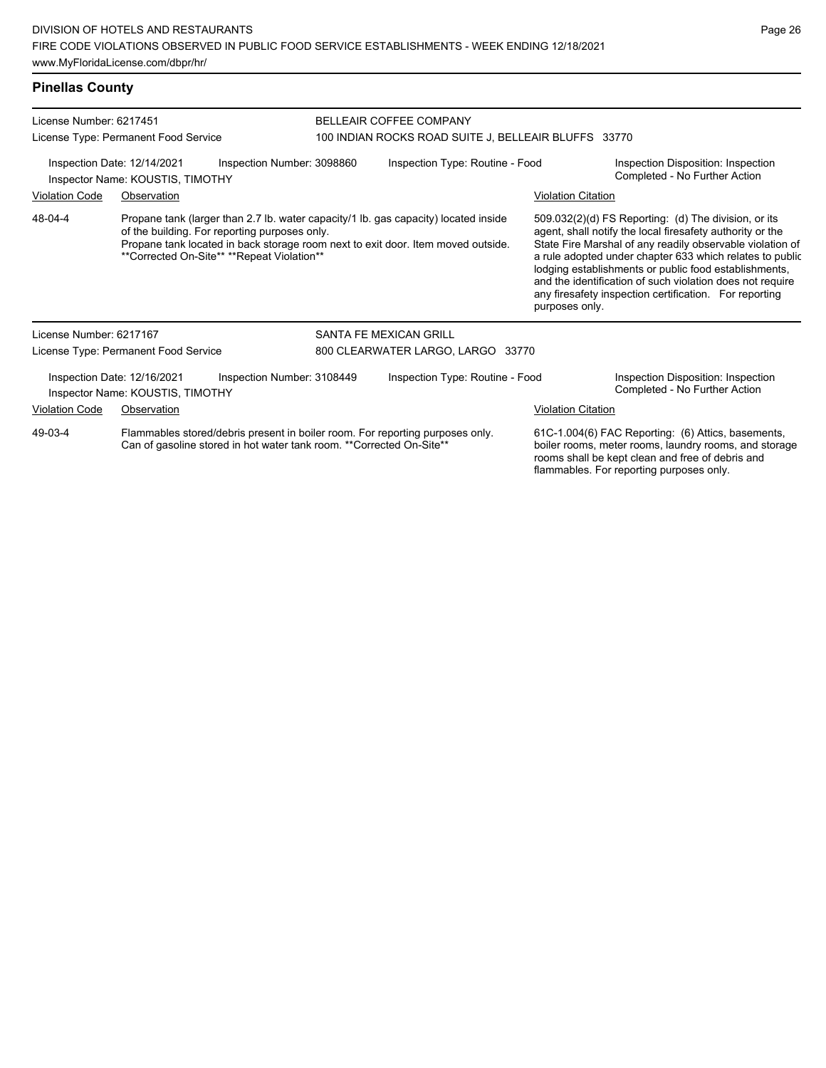## Pinellas County

License Number: 6217451
License Type: Permanent Food Service

BELLEAIR COFFEE COMPANY
100 INDIAN ROCKS ROAD SUITE J, BELLEAIR BLUFFS 33770

Inspection Date: 12/14/2021 Inspection Number: 3098860 Inspection Type: Routine - Food Inspection Disposition: Inspection Completed - No Further Action
Inspector Name: KOUSTIS, TIMOTHY

| Violation Code | Observation | Violation Citation |
| --- | --- | --- |
| 48-04-4 | Propane tank (larger than 2.7 lb. water capacity/1 lb. gas capacity) located inside of the building. For reporting purposes only. Propane tank located in back storage room next to exit door. Item moved outside. **Corrected On-Site** **Repeat Violation** | 509.032(2)(d) FS Reporting: (d) The division, or its agent, shall notify the local firesafety authority or the State Fire Marshal of any readily observable violation of a rule adopted under chapter 633 which relates to public lodging establishments or public food establishments, and the identification of such violation does not require any firesafety inspection certification. For reporting purposes only. |

License Number: 6217167
License Type: Permanent Food Service

SANTA FE MEXICAN GRILL
800 CLEARWATER LARGO, LARGO 33770

Inspection Date: 12/16/2021 Inspection Number: 3108449 Inspection Type: Routine - Food Inspection Disposition: Inspection Completed - No Further Action
Inspector Name: KOUSTIS, TIMOTHY

| Violation Code | Observation | Violation Citation |
| --- | --- | --- |
| 49-03-4 | Flammables stored/debris present in boiler room. For reporting purposes only. Can of gasoline stored in hot water tank room. **Corrected On-Site** | 61C-1.004(6) FAC Reporting: (6) Attics, basements, boiler rooms, meter rooms, laundry rooms, and storage rooms shall be kept clean and free of debris and flammables. For reporting purposes only. |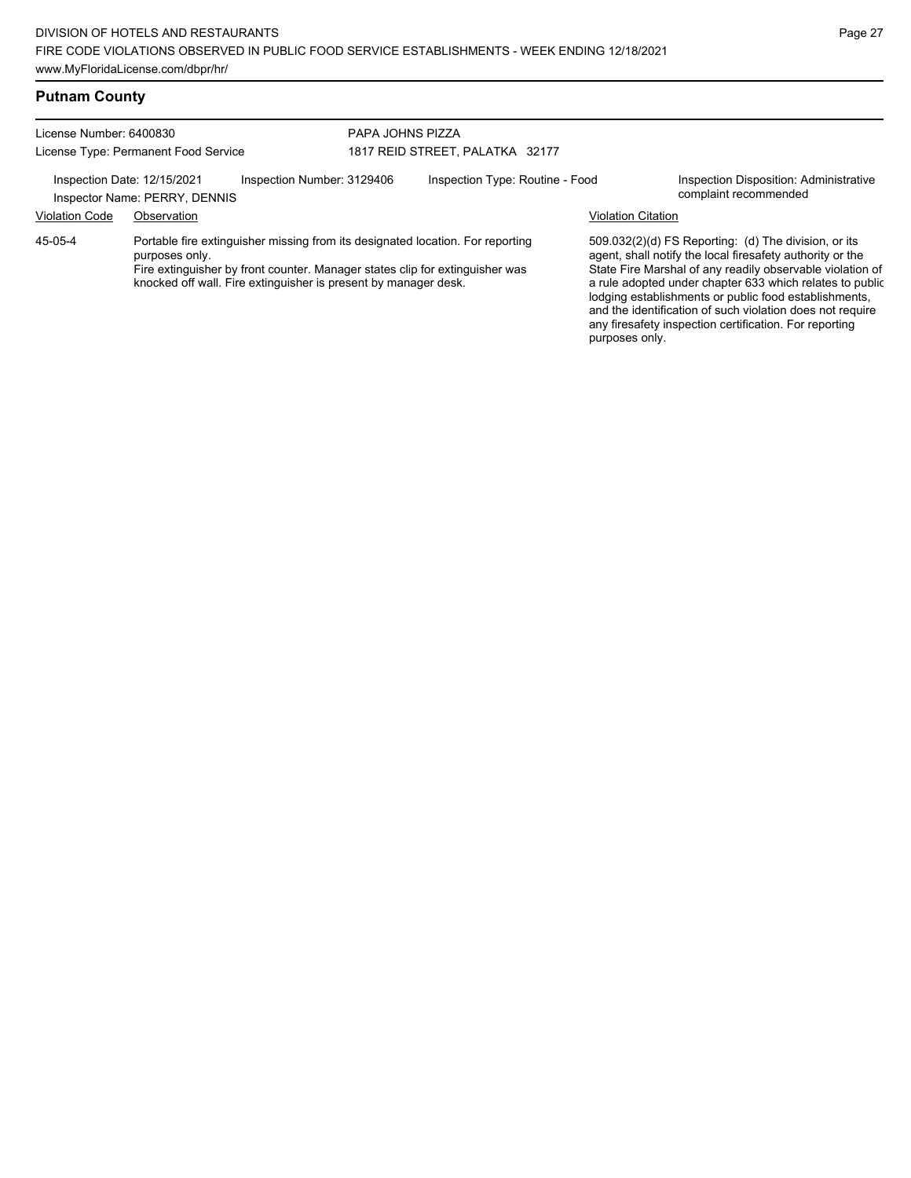## Putnam County

License Number: 6400830
License Type: Permanent Food Service

PAPA JOHNS PIZZA
1817 REID STREET, PALATKA 32177

Inspection Date: 12/15/2021
Inspector Name: PERRY, DENNIS
Inspection Number: 3129406
Inspection Type: Routine - Food
Inspection Disposition: Administrative complaint recommended

| Violation Code | Observation | Violation Citation |
| --- | --- | --- |
| 45-05-4 | Portable fire extinguisher missing from its designated location. For reporting purposes only.<br>Fire extinguisher by front counter. Manager states clip for extinguisher was knocked off wall. Fire extinguisher is present by manager desk. | 509.032(2)(d) FS Reporting: (d) The division, or its agent, shall notify the local firesafety authority or the State Fire Marshal of any readily observable violation of a rule adopted under chapter 633 which relates to public lodging establishments or public food establishments, and the identification of such violation does not require any firesafety inspection certification. For reporting purposes only. |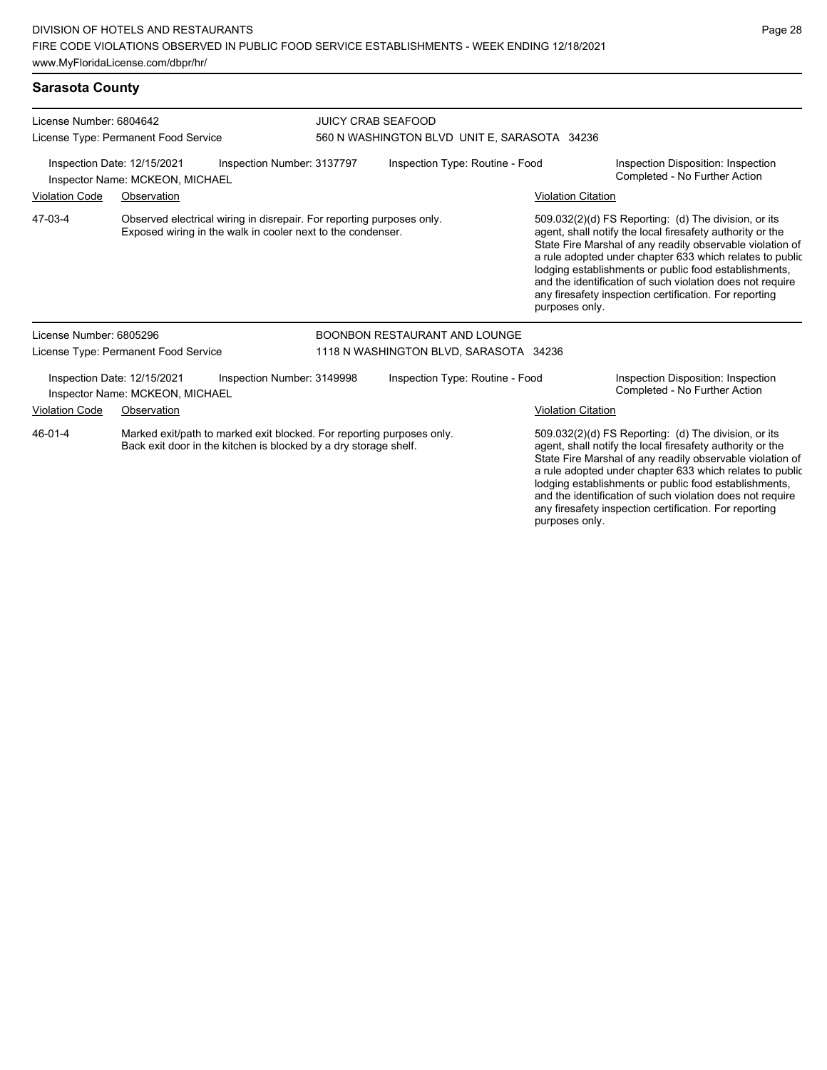## Sarasota County

License Number: 6804642
License Type: Permanent Food Service

JUICY CRAB SEAFOOD
560 N WASHINGTON BLVD UNIT E, SARASOTA 34236

Inspection Date: 12/15/2021
Inspection Number: 3137797
Inspection Type: Routine - Food
Inspection Disposition: Inspection Completed - No Further Action
Inspector Name: MCKEON, MICHAEL

| Violation Code | Observation | Violation Citation |
| --- | --- | --- |
| 47-03-4 | Observed electrical wiring in disrepair. For reporting purposes only. Exposed wiring in the walk in cooler next to the condenser. | 509.032(2)(d) FS Reporting: (d) The division, or its agent, shall notify the local firesafety authority or the State Fire Marshal of any readily observable violation of a rule adopted under chapter 633 which relates to public lodging establishments or public food establishments, and the identification of such violation does not require any firesafety inspection certification. For reporting purposes only. |

License Number: 6805296
License Type: Permanent Food Service

BOONBON RESTAURANT AND LOUNGE
1118 N WASHINGTON BLVD, SARASOTA 34236

Inspection Date: 12/15/2021
Inspection Number: 3149998
Inspection Type: Routine - Food
Inspection Disposition: Inspection Completed - No Further Action
Inspector Name: MCKEON, MICHAEL

| Violation Code | Observation | Violation Citation |
| --- | --- | --- |
| 46-01-4 | Marked exit/path to marked exit blocked. For reporting purposes only. Back exit door in the kitchen is blocked by a dry storage shelf. | 509.032(2)(d) FS Reporting: (d) The division, or its agent, shall notify the local firesafety authority or the State Fire Marshal of any readily observable violation of a rule adopted under chapter 633 which relates to public lodging establishments or public food establishments, and the identification of such violation does not require any firesafety inspection certification. For reporting purposes only. |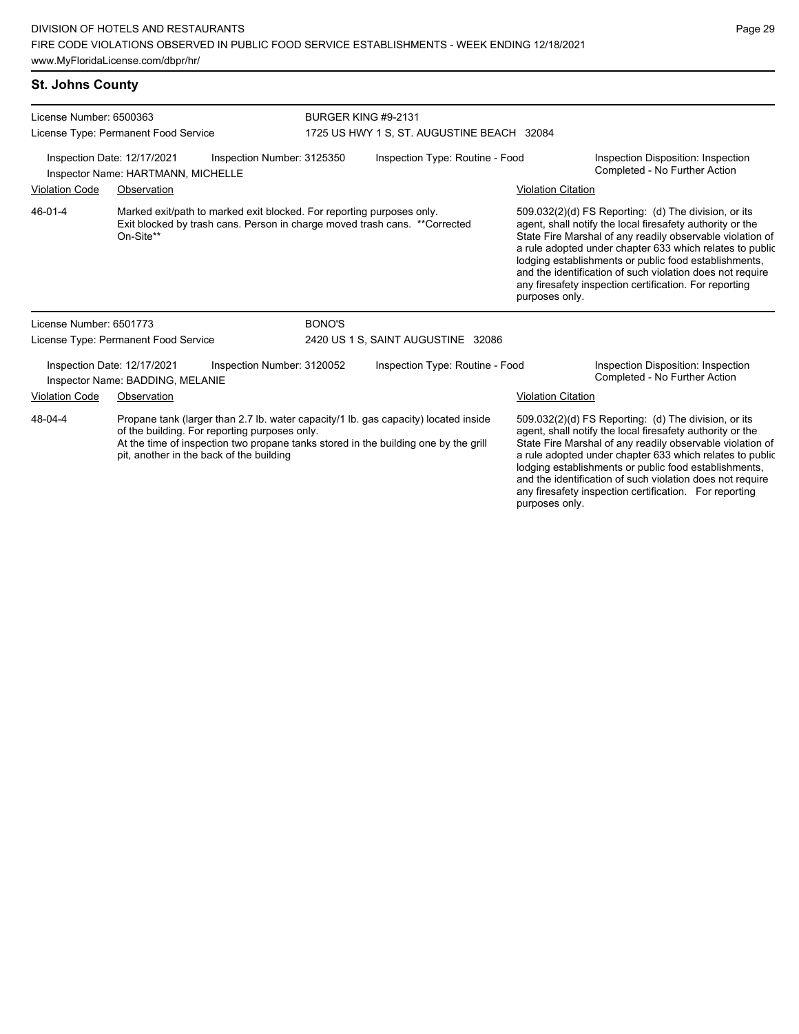## St. Johns County

License Number: 6500363
License Type: Permanent Food Service

BURGER KING #9-2131
1725 US HWY 1 S, ST. AUGUSTINE BEACH 32084

Inspection Date: 12/17/2021 Inspection Number: 3125350 Inspection Type: Routine - Food
Inspector Name: HARTMANN, MICHELLE
Inspection Disposition: Inspection Completed - No Further Action

| Violation Code | Observation | Violation Citation |
| --- | --- | --- |
| 46-01-4 | Marked exit/path to marked exit blocked. For reporting purposes only. Exit blocked by trash cans. Person in charge moved trash cans. **Corrected On-Site** | 509.032(2)(d) FS Reporting: (d) The division, or its agent, shall notify the local firesafety authority or the State Fire Marshal of any readily observable violation of a rule adopted under chapter 633 which relates to public lodging establishments or public food establishments, and the identification of such violation does not require any firesafety inspection certification. For reporting purposes only. |

License Number: 6501773
License Type: Permanent Food Service

BONO'S
2420 US 1 S, SAINT AUGUSTINE 32086

Inspection Date: 12/17/2021 Inspection Number: 3120052 Inspection Type: Routine - Food
Inspector Name: BADDING, MELANIE
Inspection Disposition: Inspection Completed - No Further Action

| Violation Code | Observation | Violation Citation |
| --- | --- | --- |
| 48-04-4 | Propane tank (larger than 2.7 lb. water capacity/1 lb. gas capacity) located inside of the building. For reporting purposes only. At the time of inspection two propane tanks stored in the building one by the grill pit, another in the back of the building | 509.032(2)(d) FS Reporting: (d) The division, or its agent, shall notify the local firesafety authority or the State Fire Marshal of any readily observable violation of a rule adopted under chapter 633 which relates to public lodging establishments or public food establishments, and the identification of such violation does not require any firesafety inspection certification. For reporting purposes only. |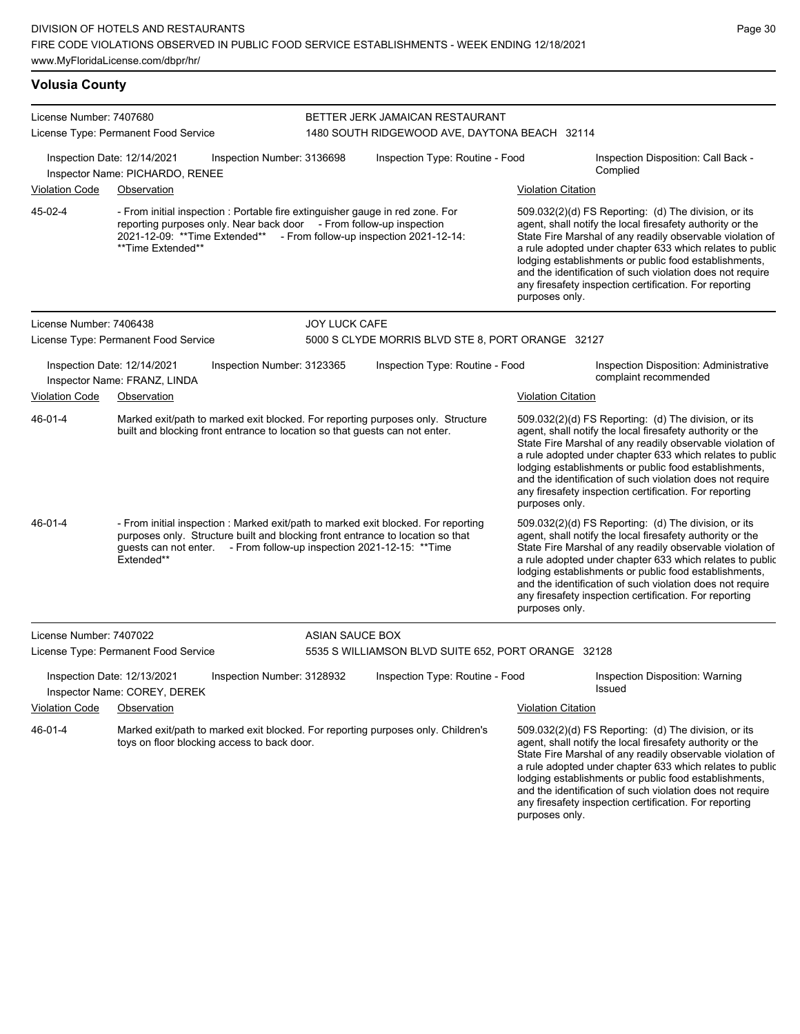## Volusia County

**License Number:** 7407680
**License Type:** Permanent Food Service

**BETTER JERK JAMAICAN RESTAURANT**
1480 SOUTH RIDGEWOOD AVE, DAYTONA BEACH 32114

Inspection Date: 12/14/2021 | Inspection Number: 3136698 | Inspection Type: Routine - Food | Inspection Disposition: Call Back - Complied
Inspector Name: PICHARDO, RENEE

| Violation Code | Observation | Violation Citation |
|---|---|---|
| 45-02-4 | - From initial inspection : Portable fire extinguisher gauge in red zone. For reporting purposes only. Near back door - From follow-up inspection 2021-12-09: **Time Extended** - From follow-up inspection 2021-12-14: **Time Extended** | 509.032(2)(d) FS Reporting: (d) The division, or its agent, shall notify the local firesafety authority or the State Fire Marshal of any readily observable violation of a rule adopted under chapter 633 which relates to public lodging establishments or public food establishments, and the identification of such violation does not require any firesafety inspection certification. For reporting purposes only. |

**License Number:** 7406438
**License Type:** Permanent Food Service

**JOY LUCK CAFE**
5000 S CLYDE MORRIS BLVD STE 8, PORT ORANGE 32127

Inspection Date: 12/14/2021 | Inspection Number: 3123365 | Inspection Type: Routine - Food | Inspection Disposition: Administrative complaint recommended
Inspector Name: FRANZ, LINDA

| Violation Code | Observation | Violation Citation |
|---|---|---|
| 46-01-4 | Marked exit/path to marked exit blocked. For reporting purposes only. Structure built and blocking front entrance to location so that guests can not enter. | 509.032(2)(d) FS Reporting: (d) The division, or its agent, shall notify the local firesafety authority or the State Fire Marshal of any readily observable violation of a rule adopted under chapter 633 which relates to public lodging establishments or public food establishments, and the identification of such violation does not require any firesafety inspection certification. For reporting purposes only. |
| 46-01-4 | - From initial inspection : Marked exit/path to marked exit blocked. For reporting purposes only. Structure built and blocking front entrance to location so that guests can not enter. - From follow-up inspection 2021-12-15: **Time Extended** | 509.032(2)(d) FS Reporting: (d) The division, or its agent, shall notify the local firesafety authority or the State Fire Marshal of any readily observable violation of a rule adopted under chapter 633 which relates to public lodging establishments or public food establishments, and the identification of such violation does not require any firesafety inspection certification. For reporting purposes only. |

**License Number:** 7407022
**License Type:** Permanent Food Service

**ASIAN SAUCE BOX**
5535 S WILLIAMSON BLVD SUITE 652, PORT ORANGE 32128

Inspection Date: 12/13/2021 | Inspection Number: 3128932 | Inspection Type: Routine - Food | Inspection Disposition: Warning Issued
Inspector Name: COREY, DEREK

| Violation Code | Observation | Violation Citation |
|---|---|---|
| 46-01-4 | Marked exit/path to marked exit blocked. For reporting purposes only. Children's toys on floor blocking access to back door. | 509.032(2)(d) FS Reporting: (d) The division, or its agent, shall notify the local firesafety authority or the State Fire Marshal of any readily observable violation of a rule adopted under chapter 633 which relates to public lodging establishments or public food establishments, and the identification of such violation does not require any firesafety inspection certification. For reporting purposes only. |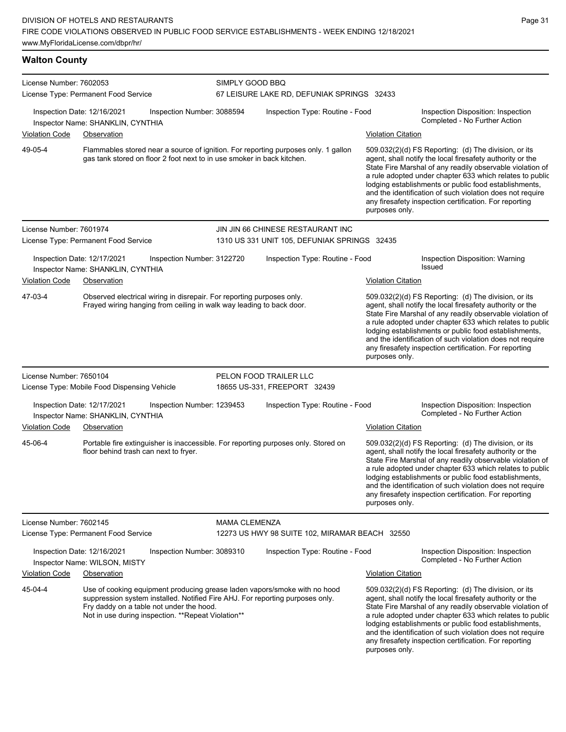## Walton County

**License Number:** 7602053
**License Type:** Permanent Food Service

**SIMPLY GOOD BBQ**
67 LEISURE LAKE RD, DEFUNIAK SPRINGS 32433

Inspection Date: 12/16/2021 | Inspection Number: 3088594 | Inspection Type: Routine - Food | Inspection Disposition: Inspection Completed - No Further Action
Inspector Name: SHANKLIN, CYNTHIA

| Violation Code | Observation | Violation Citation |
|---|---|---|
| 49-05-4 | Flammables stored near a source of ignition. For reporting purposes only. 1 gallon gas tank stored on floor 2 foot next to in use smoker in back kitchen. | 509.032(2)(d) FS Reporting: (d) The division, or its agent, shall notify the local firesafety authority or the State Fire Marshal of any readily observable violation of a rule adopted under chapter 633 which relates to public lodging establishments or public food establishments, and the identification of such violation does not require any firesafety inspection certification. For reporting purposes only. |

---

**License Number:** 7601974
**License Type:** Permanent Food Service

**JIN JIN 66 CHINESE RESTAURANT INC**
1310 US 331 UNIT 105, DEFUNIAK SPRINGS 32435

Inspection Date: 12/17/2021 | Inspection Number: 3122720 | Inspection Type: Routine - Food | Inspection Disposition: Warning Issued
Inspector Name: SHANKLIN, CYNTHIA

| Violation Code | Observation | Violation Citation |
|---|---|---|
| 47-03-4 | Observed electrical wiring in disrepair. For reporting purposes only. Frayed wiring hanging from ceiling in walk way leading to back door. | 509.032(2)(d) FS Reporting: (d) The division, or its agent, shall notify the local firesafety authority or the State Fire Marshal of any readily observable violation of a rule adopted under chapter 633 which relates to public lodging establishments or public food establishments, and the identification of such violation does not require any firesafety inspection certification. For reporting purposes only. |

---

**License Number:** 7650104
**License Type:** Mobile Food Dispensing Vehicle

**PELON FOOD TRAILER LLC**
18655 US-331, FREEPORT 32439

Inspection Date: 12/17/2021 | Inspection Number: 1239453 | Inspection Type: Routine - Food | Inspection Disposition: Inspection Completed - No Further Action
Inspector Name: SHANKLIN, CYNTHIA

| Violation Code | Observation | Violation Citation |
|---|---|---|
| 45-06-4 | Portable fire extinguisher is inaccessible. For reporting purposes only. Stored on floor behind trash can next to fryer. | 509.032(2)(d) FS Reporting: (d) The division, or its agent, shall notify the local firesafety authority or the State Fire Marshal of any readily observable violation of a rule adopted under chapter 633 which relates to public lodging establishments or public food establishments, and the identification of such violation does not require any firesafety inspection certification. For reporting purposes only. |

---

**License Number:** 7602145
**License Type:** Permanent Food Service

**MAMA CLEMENZA**
12273 US HWY 98 SUITE 102, MIRAMAR BEACH 32550

Inspection Date: 12/16/2021 | Inspection Number: 3089310 | Inspection Type: Routine - Food | Inspection Disposition: Inspection Completed - No Further Action
Inspector Name: WILSON, MISTY

| Violation Code | Observation | Violation Citation |
|---|---|---|
| 45-04-4 | Use of cooking equipment producing grease laden vapors/smoke with no hood suppression system installed. Notified Fire AHJ. For reporting purposes only. Fry daddy on a table not under the hood. Not in use during inspection. **Repeat Violation** | 509.032(2)(d) FS Reporting: (d) The division, or its agent, shall notify the local firesafety authority or the State Fire Marshal of any readily observable violation of a rule adopted under chapter 633 which relates to public lodging establishments or public food establishments, and the identification of such violation does not require any firesafety inspection certification. For reporting purposes only. |